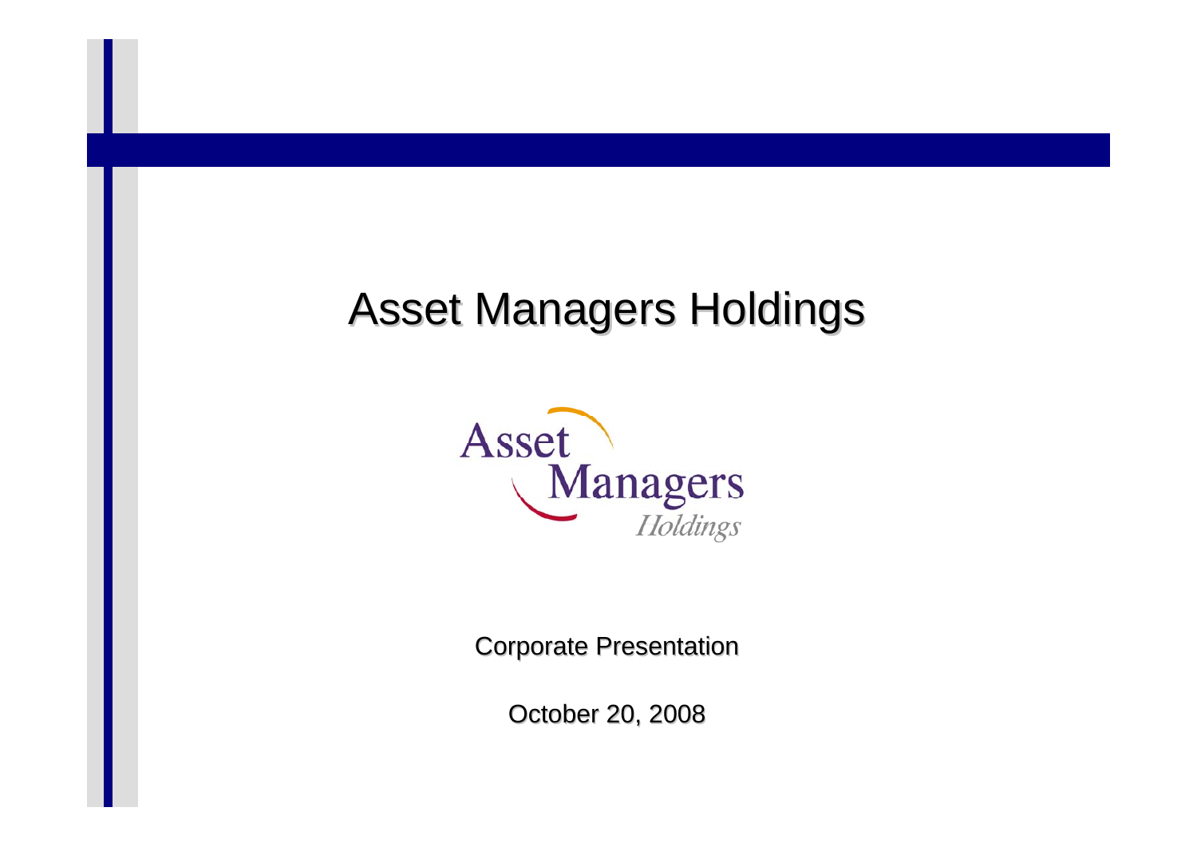# Asset Managers Holdings

Corporate Presentation

October 20, 2008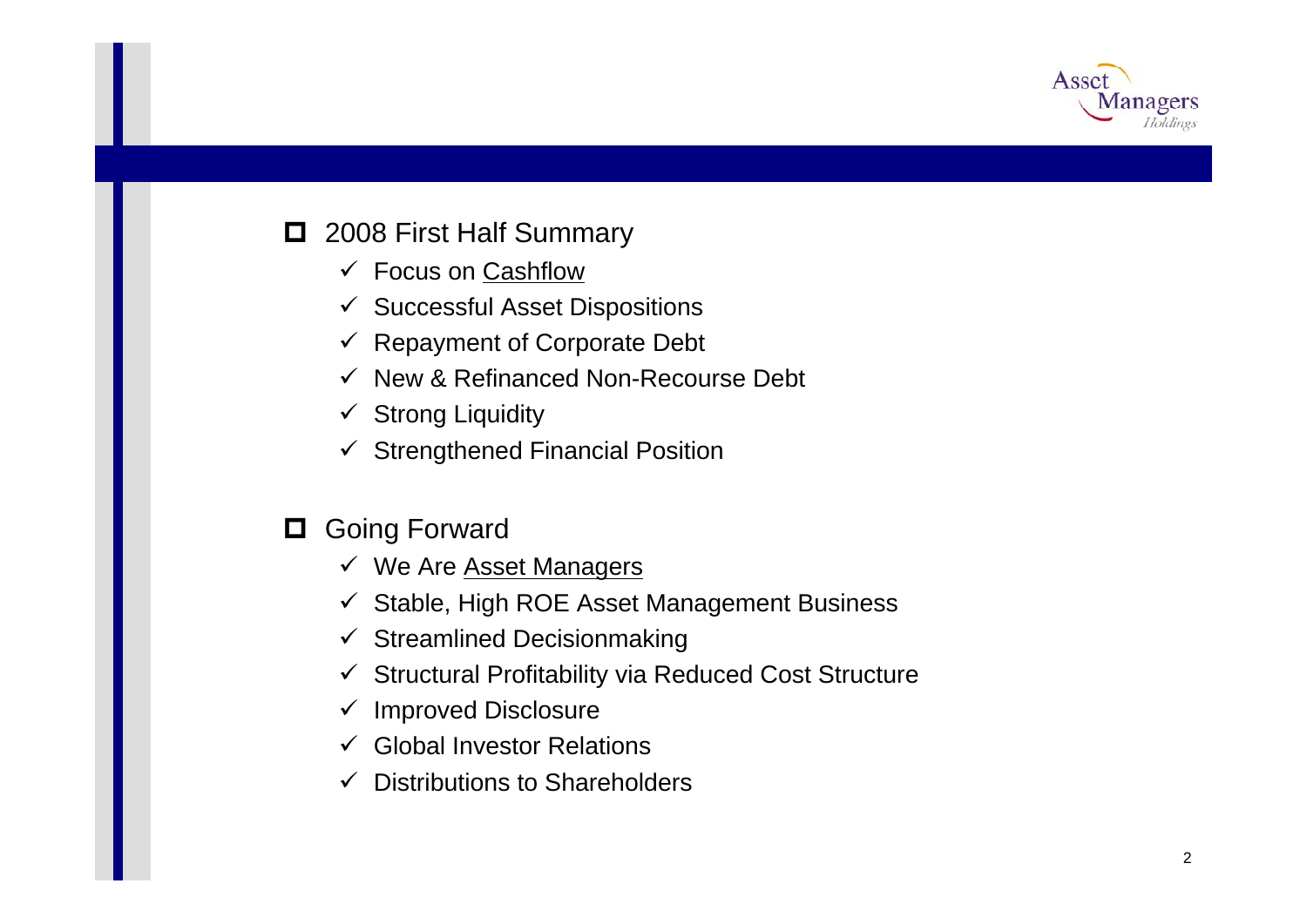## 2008 First Half Summary

- ✓ Focus on <u>Cashflow</u>
- ✓ Successful Asset Dispositions
- ✓ Repayment of Corporate Debt
- ✓ New & Refinanced Non-Recourse Debt
- ✓ Strong Liquidity
- ✓ Strengthened Financial Position

## Going Forward

- ✓ We Are <u>Asset Managers</u>
- ✓ Stable, High ROE Asset Management Business
- ✓ Streamlined Decisionmaking
- ✓ Structural Profitability via Reduced Cost Structure
- ✓ Improved Disclosure
- ✓ Global Investor Relations
- ✓ Distributions to Shareholders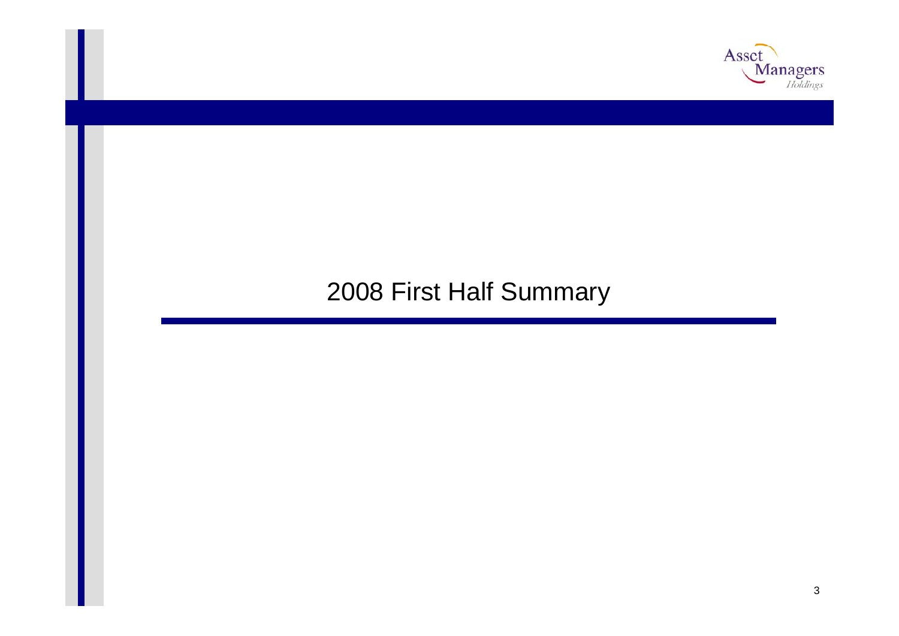# 2008 First Half Summary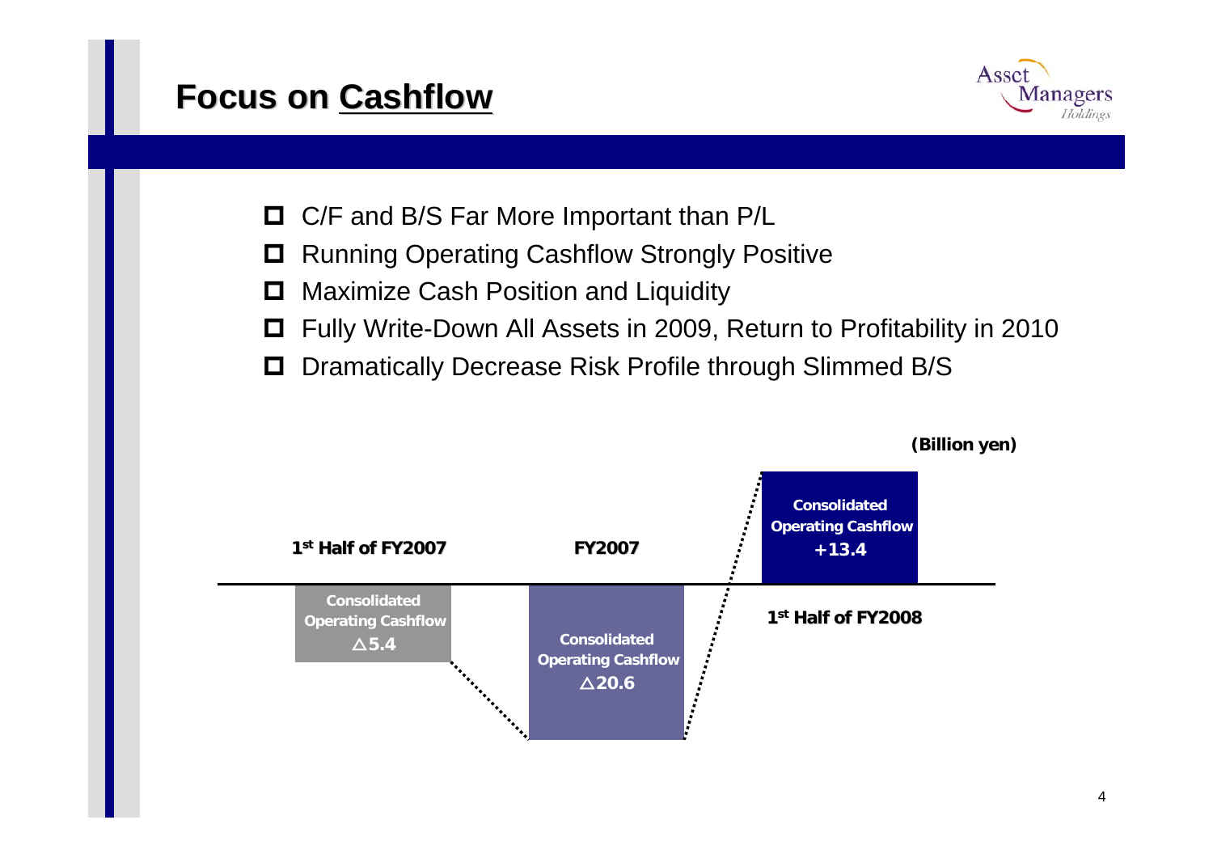# Focus on Cashflow

- C/F and B/S Far More Important than P/L
- Running Operating Cashflow Strongly Positive
- Maximize Cash Position and Liquidity
- Fully Write-Down All Assets in 2009, Return to Profitability in 2010
- Dramatically Decrease Risk Profile through Slimmed B/S

(Billion yen)

| | 1st Half of FY2007 | FY2007 | 1st Half of FY2008 |
|---|---|---|---|
| Consolidated Operating Cashflow | △5.4 | △20.6 | +13.4 |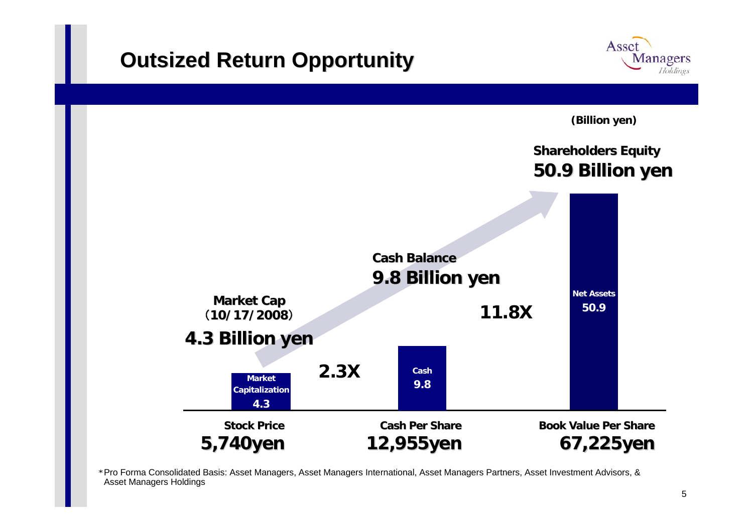# Outsized Return Opportunity

(Billion yen)

**Shareholders Equity**
**50.9 Billion yen**

**Cash Balance**
**9.8 Billion yen**

**Market Cap**
**(10/17/2008)**
**4.3 Billion yen**

| | Market Capitalization | Cash | Net Assets |
|---|---|---|---|
| Value (Billion yen) | 4.3 | 9.8 | 50.9 |
| Multiple | | 2.3X | 11.8X |

| Stock Price | Cash Per Share | Book Value Per Share |
|---|---|---|
| **5,740yen** | **12,955yen** | **67,225yen** |

*Pro Forma Consolidated Basis: Asset Managers, Asset Managers International, Asset Managers Partners, Asset Investment Advisors, & Asset Managers Holdings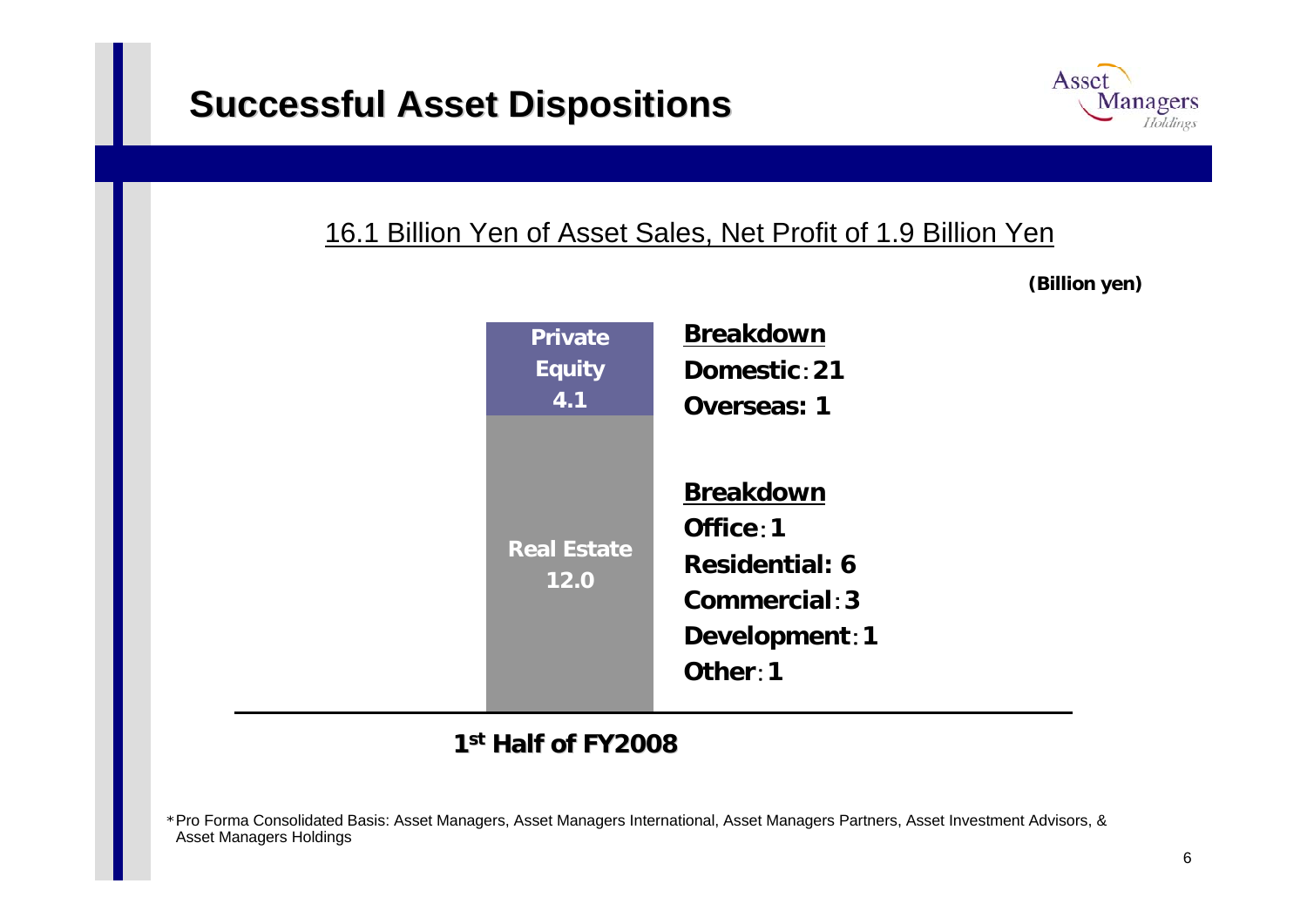# Successful Asset Dispositions

16.1 Billion Yen of Asset Sales, Net Profit of 1.9 Billion Yen

**(Billion yen)**

| 1st Half of FY2008 | Amount | Breakdown |
|---|---|---|
| Private Equity | 4.1 | Domestic：21<br>Overseas: 1 |
| Real Estate | 12.0 | Office：1<br>Residential: 6<br>Commercial：3<br>Development：1<br>Other：1 |

＊Pro Forma Consolidated Basis: Asset Managers, Asset Managers International, Asset Managers Partners, Asset Investment Advisors, & Asset Managers Holdings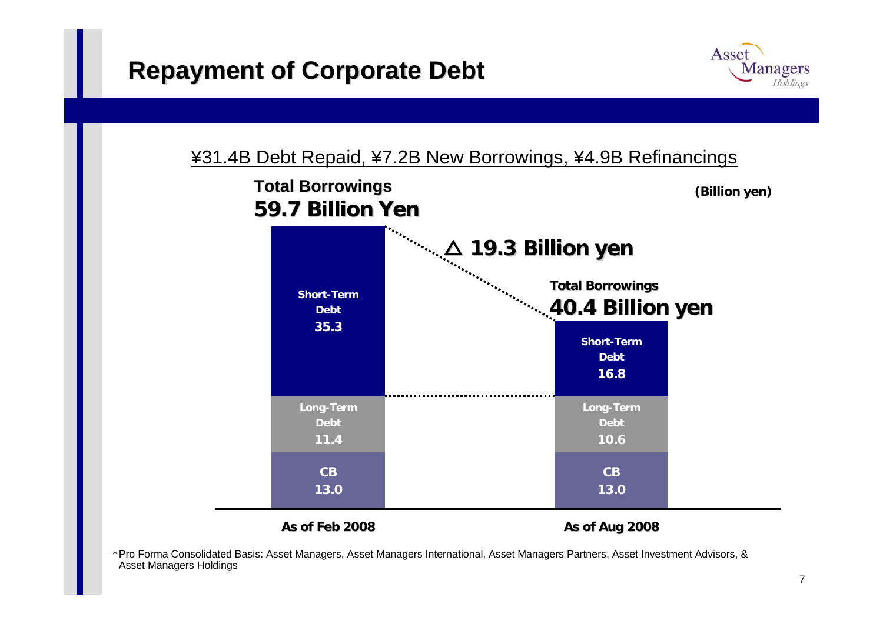# Repayment of Corporate Debt

¥31.4B Debt Repaid, ¥7.2B New Borrowings, ¥4.9B Refinancings

(Billion yen)

| | As of Feb 2008 | As of Aug 2008 |
|---|---|---|
| Short-Term Debt | 35.3 | 16.8 |
| Long-Term Debt | 11.4 | 10.6 |
| CB | 13.0 | 13.0 |
| Total Borrowings | 59.7 Billion Yen | 40.4 Billion yen |

△ 19.3 Billion yen

*Pro Forma Consolidated Basis: Asset Managers, Asset Managers International, Asset Managers Partners, Asset Investment Advisors, & Asset Managers Holdings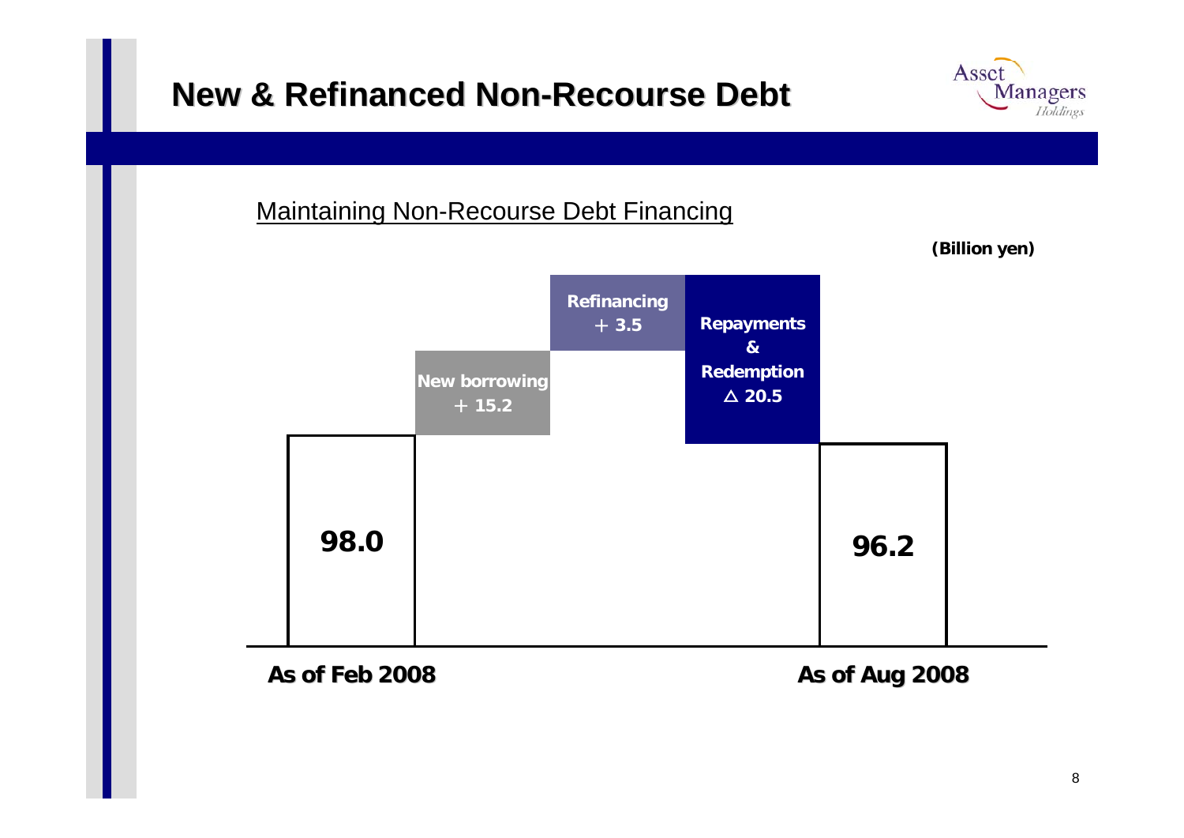# New & Refinanced Non-Recourse Debt

Maintaining Non-Recourse Debt Financing

(Billion yen)

| As of Feb 2008 | New borrowing | Refinancing | Repayments & Redemption | As of Aug 2008 |
|---|---|---|---|---|
| 98.0 | ＋ 15.2 | ＋ 3.5 | △ 20.5 | 96.2 |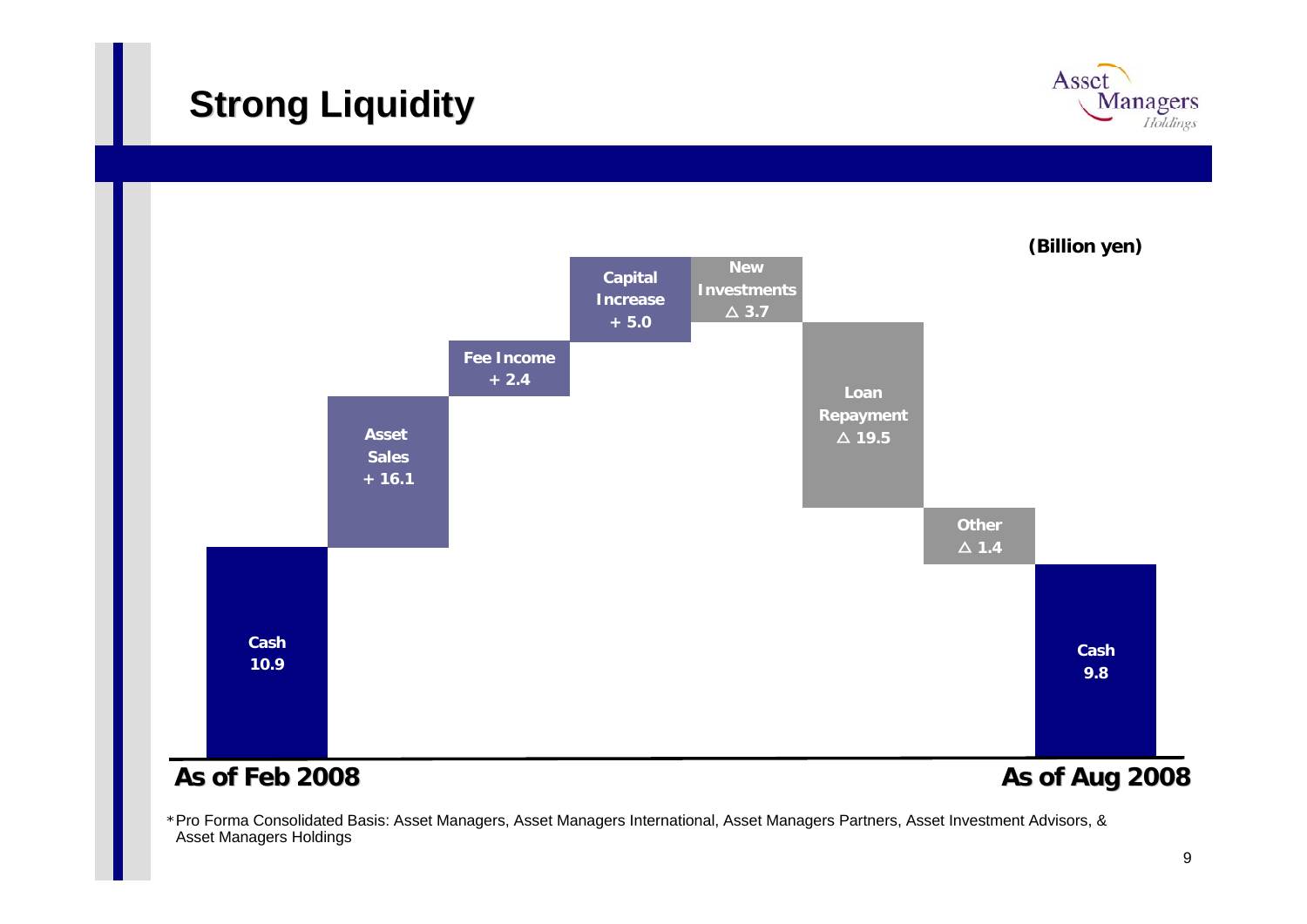## Strong Liquidity

(Billion yen)

| Item | Amount |
|---|---|
| Cash (As of Feb 2008) | 10.9 |
| Asset Sales | + 16.1 |
| Fee Income | + 2.4 |
| Capital Increase | + 5.0 |
| New Investments | △ 3.7 |
| Loan Repayment | △ 19.5 |
| Other | △ 1.4 |
| Cash (As of Aug 2008) | 9.8 |

**As of Feb 2008** **As of Aug 2008**

*Pro Forma Consolidated Basis: Asset Managers, Asset Managers International, Asset Managers Partners, Asset Investment Advisors, & Asset Managers Holdings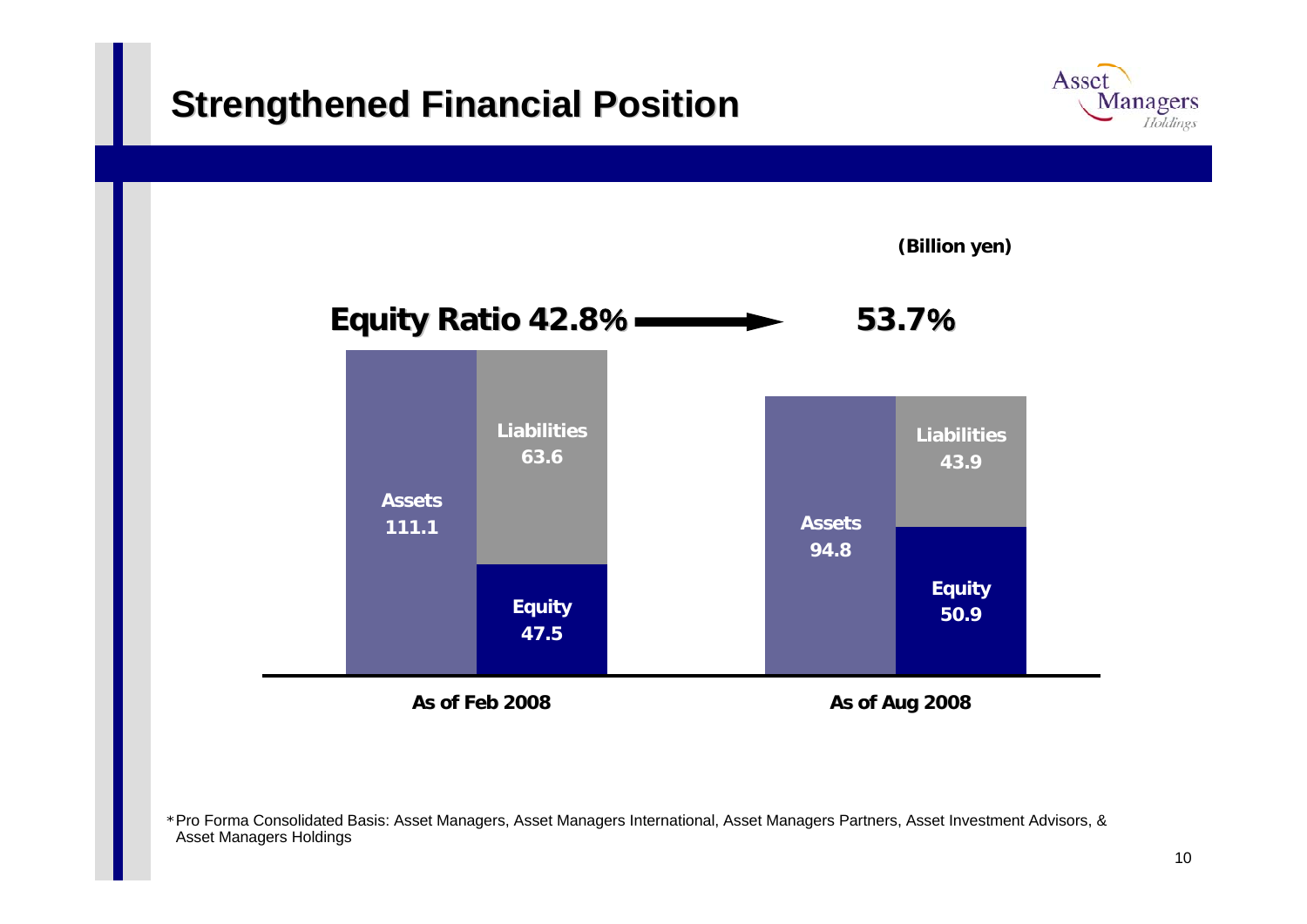# Strengthened Financial Position

(Billion yen)

Equity Ratio 42.8% → 53.7%

| | As of Feb 2008 | As of Aug 2008 |
|---|---|---|
| Assets | 111.1 | 94.8 |
| Liabilities | 63.6 | 43.9 |
| Equity | 47.5 | 50.9 |
| Equity Ratio | 42.8% | 53.7% |

*Pro Forma Consolidated Basis: Asset Managers, Asset Managers International, Asset Managers Partners, Asset Investment Advisors, & Asset Managers Holdings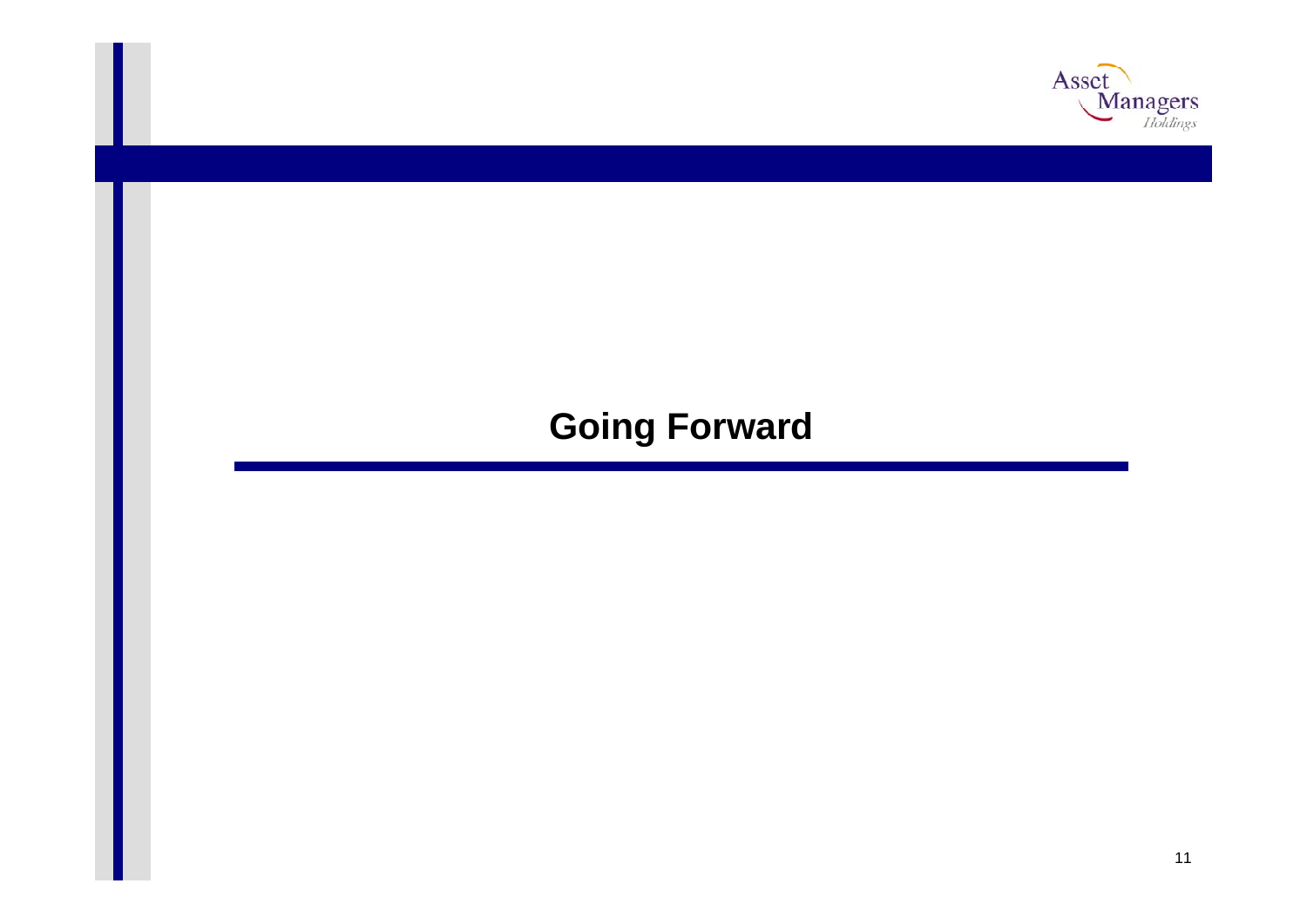# Going Forward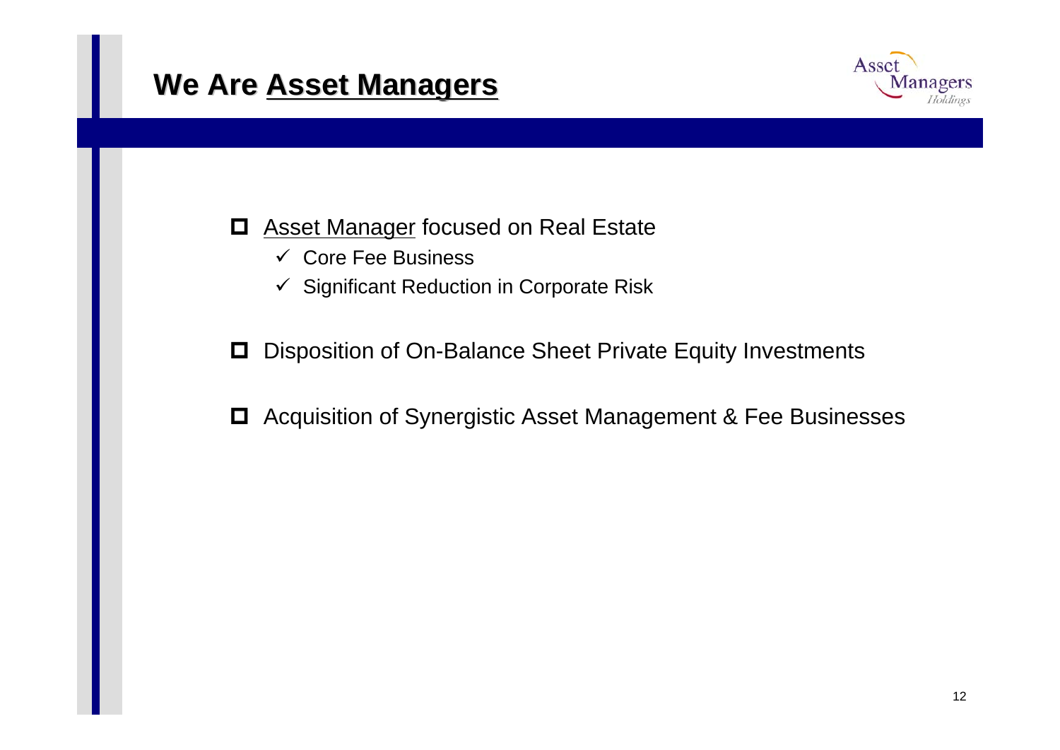# We Are Asset Managers

- Asset Manager focused on Real Estate
  - ✓ Core Fee Business
  - ✓ Significant Reduction in Corporate Risk
- Disposition of On-Balance Sheet Private Equity Investments
- Acquisition of Synergistic Asset Management & Fee Businesses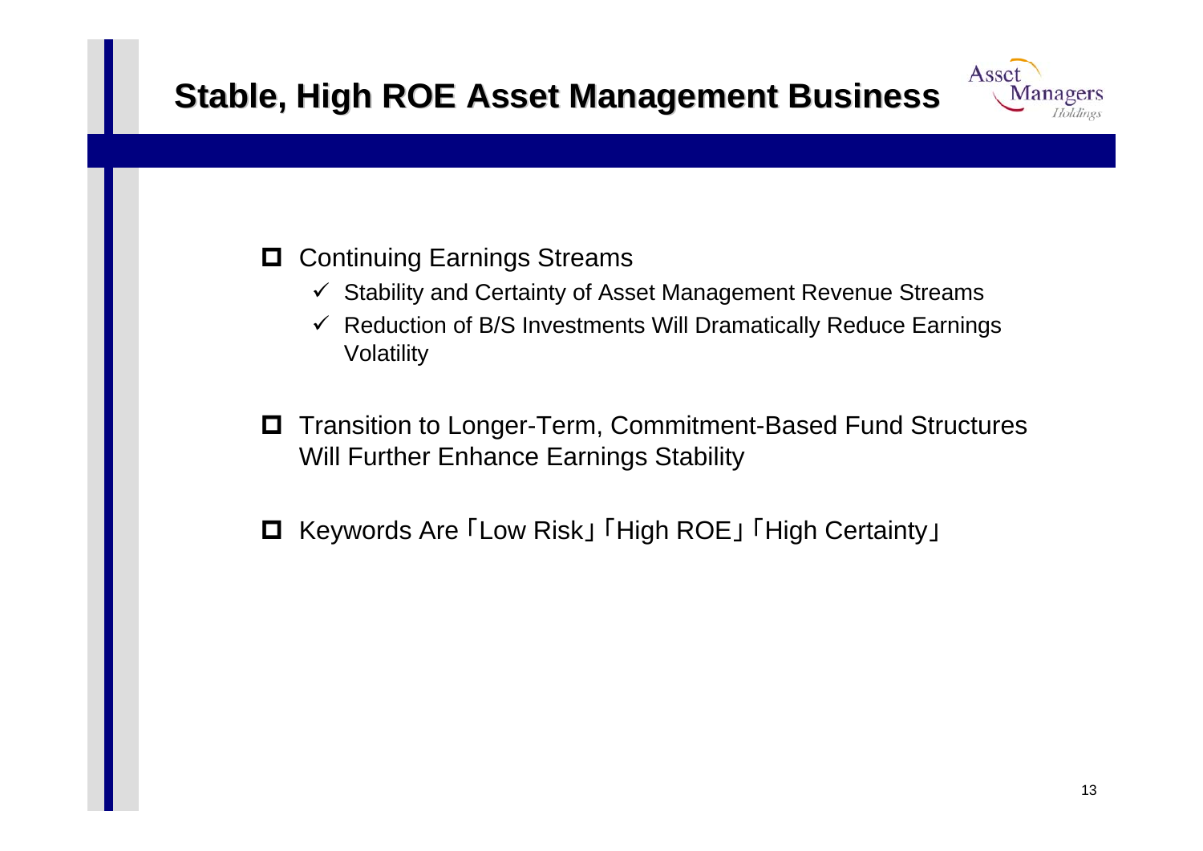# Stable, High ROE Asset Management Business

- Continuing Earnings Streams
  - ✓ Stability and Certainty of Asset Management Revenue Streams
  - ✓ Reduction of B/S Investments Will Dramatically Reduce Earnings Volatility
- Transition to Longer-Term, Commitment-Based Fund Structures Will Further Enhance Earnings Stability
- Keywords Are「Low Risk」「High ROE」「High Certainty」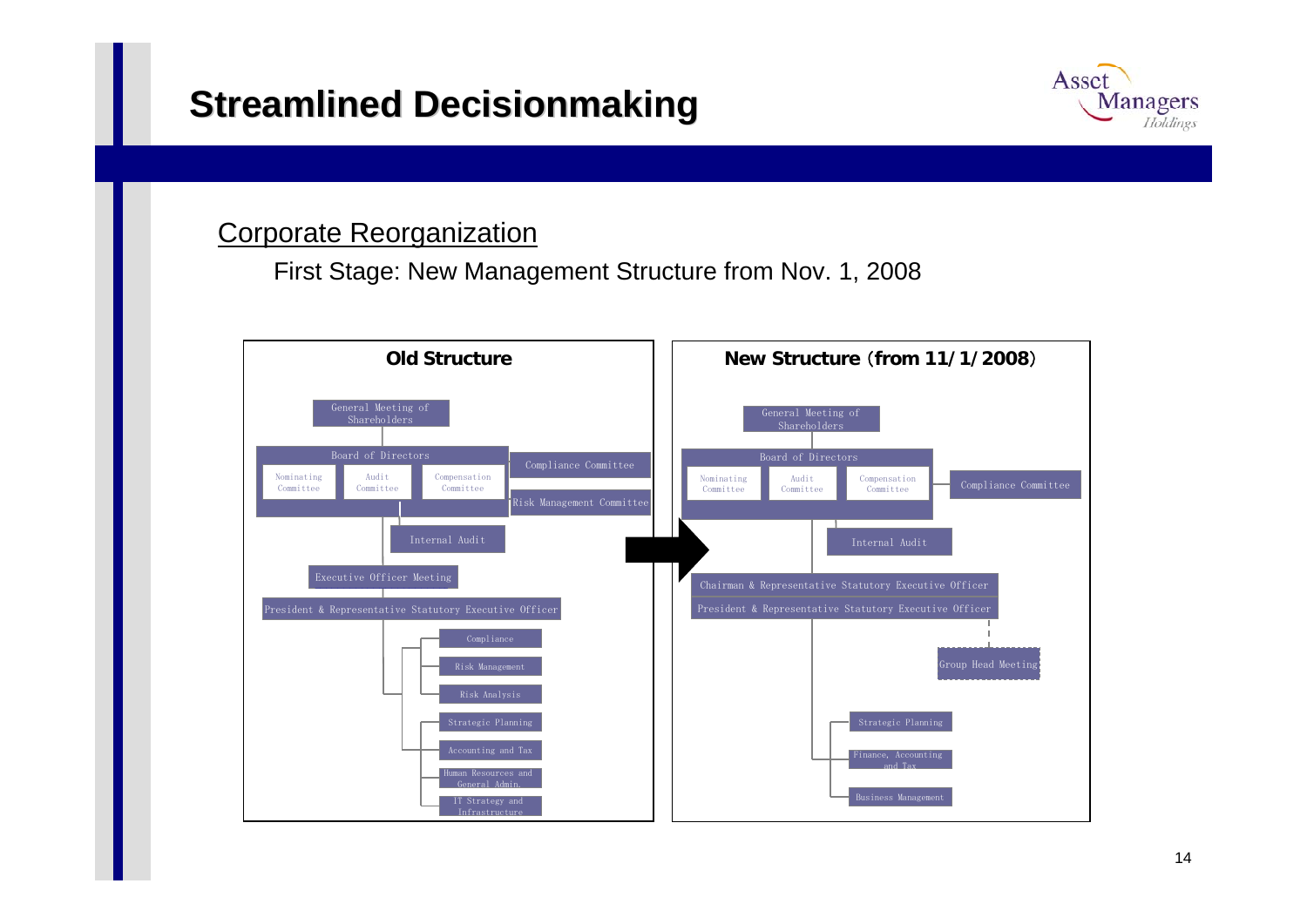# Streamlined Decisionmaking

## Corporate Reorganization

First Stage: New Management Structure from Nov. 1, 2008

**Old Structure**

- General Meeting of Shareholders
- Board of Directors
  - Nominating Committee
  - Audit Committee
  - Compensation Committee
- Compliance Committee
- Risk Management Committee
- Internal Audit
- Executive Officer Meeting
- President & Representative Statutory Executive Officer
  - Compliance
  - Risk Management
  - Risk Analysis
  - Strategic Planning
  - Accounting and Tax
  - Human Resources and General Admin.
  - IT Strategy and Infrastructure

**New Structure (from 11/1/2008)**

- General Meeting of Shareholders
- Board of Directors
  - Nominating Committee
  - Audit Committee
  - Compensation Committee
- Compliance Committee
- Internal Audit
- Chairman & Representative Statutory Executive Officer
- President & Representative Statutory Executive Officer
  - Group Head Meeting
  - Strategic Planning
  - Finance, Accounting and Tax
  - Business Management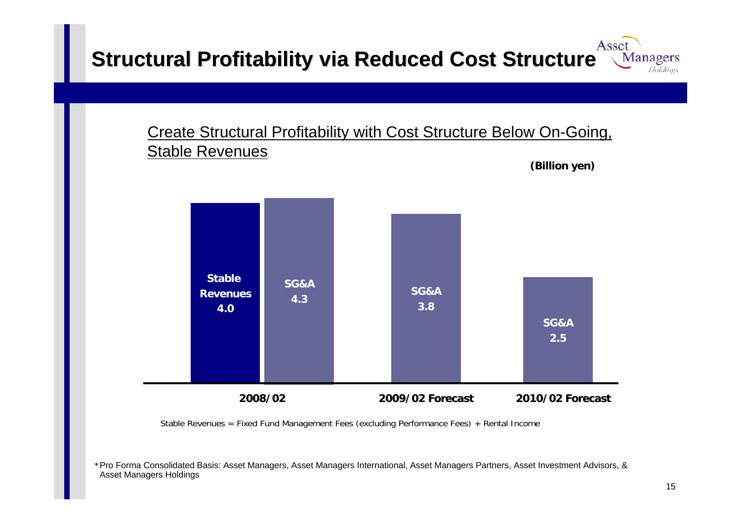# Structural Profitability via Reduced Cost Structure

Create Structural Profitability with Cost Structure Below On-Going, Stable Revenues

**(Billion yen)**

| | 2008/02 | 2009/02 Forecast | 2010/02 Forecast |
|---|---|---|---|
| Stable Revenues | 4.0 | | |
| SG&A | 4.3 | 3.8 | 2.5 |

Stable Revenues = Fixed Fund Management Fees (excluding Performance Fees) + Rental Income

*Pro Forma Consolidated Basis: Asset Managers, Asset Managers International, Asset Managers Partners, Asset Investment Advisors, & Asset Managers Holdings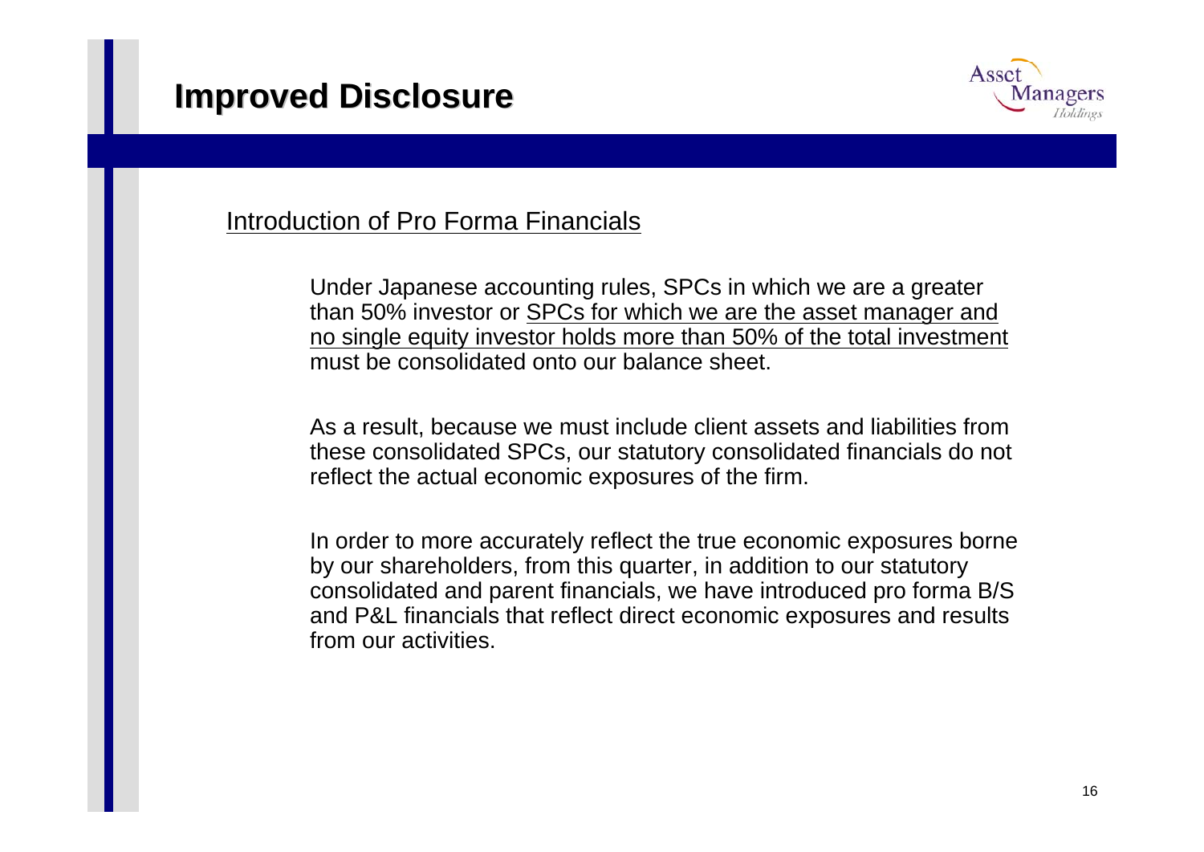# Improved Disclosure

<u>Introduction of Pro Forma Financials</u>

Under Japanese accounting rules, SPCs in which we are a greater than 50% investor or <u>SPCs for which we are the asset manager and no single equity investor holds more than 50% of the total investment</u> must be consolidated onto our balance sheet.

As a result, because we must include client assets and liabilities from these consolidated SPCs, our statutory consolidated financials do not reflect the actual economic exposures of the firm.

In order to more accurately reflect the true economic exposures borne by our shareholders, from this quarter, in addition to our statutory consolidated and parent financials, we have introduced pro forma B/S and P&L financials that reflect direct economic exposures and results from our activities.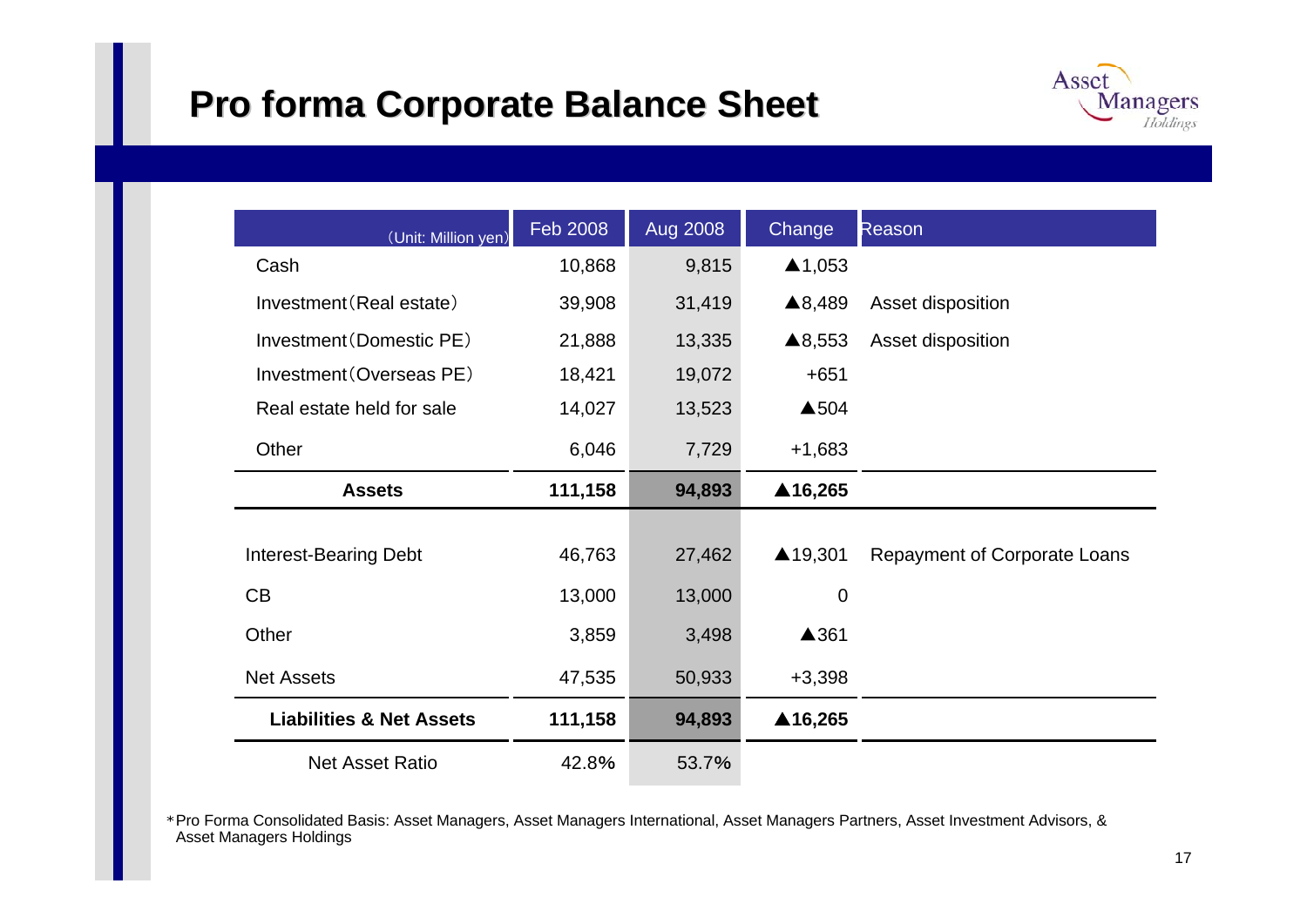# Pro forma Corporate Balance Sheet

| (Unit: Million yen) | Feb 2008 | Aug 2008 | Change | Reason |
|---|---|---|---|---|
| Cash | 10,868 | 9,815 | ▲1,053 | |
| Investment(Real estate) | 39,908 | 31,419 | ▲8,489 | Asset disposition |
| Investment(Domestic PE) | 21,888 | 13,335 | ▲8,553 | Asset disposition |
| Investment(Overseas PE) | 18,421 | 19,072 | +651 | |
| Real estate held for sale | 14,027 | 13,523 | ▲504 | |
| Other | 6,046 | 7,729 | +1,683 | |
| **Assets** | **111,158** | **94,893** | **▲16,265** | |
| Interest-Bearing Debt | 46,763 | 27,462 | ▲19,301 | Repayment of Corporate Loans |
| CB | 13,000 | 13,000 | 0 | |
| Other | 3,859 | 3,498 | ▲361 | |
| Net Assets | 47,535 | 50,933 | +3,398 | |
| **Liabilities & Net Assets** | **111,158** | **94,893** | **▲16,265** | |
| Net Asset Ratio | 42.8% | 53.7% | | |

*Pro Forma Consolidated Basis: Asset Managers, Asset Managers International, Asset Managers Partners, Asset Investment Advisors, & Asset Managers Holdings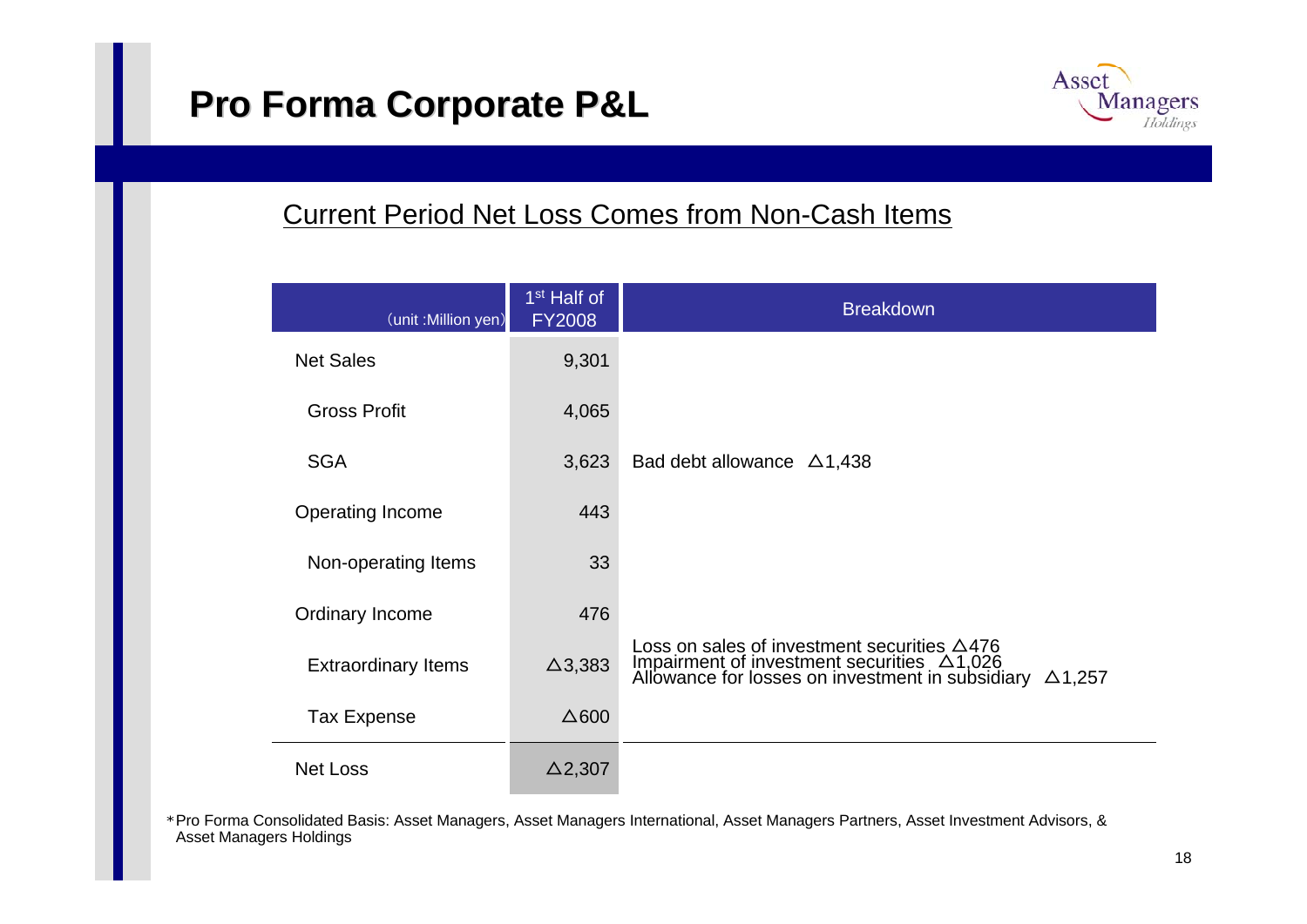# Pro Forma Corporate P&L

## Current Period Net Loss Comes from Non-Cash Items

| (unit :Million yen) | 1st Half of FY2008 | Breakdown |
|---|---|---|
| Net Sales | 9,301 | |
| Gross Profit | 4,065 | |
| SGA | 3,623 | Bad debt allowance △1,438 |
| Operating Income | 443 | |
| Non-operating Items | 33 | |
| Ordinary Income | 476 | |
| Extraordinary Items | △3,383 | Loss on sales of investment securities △476<br>Impairment of investment securities △1,026<br>Allowance for losses on investment in subsidiary △1,257 |
| Tax Expense | △600 | |
| Net Loss | △2,307 | |

*Pro Forma Consolidated Basis: Asset Managers, Asset Managers International, Asset Managers Partners, Asset Investment Advisors, & Asset Managers Holdings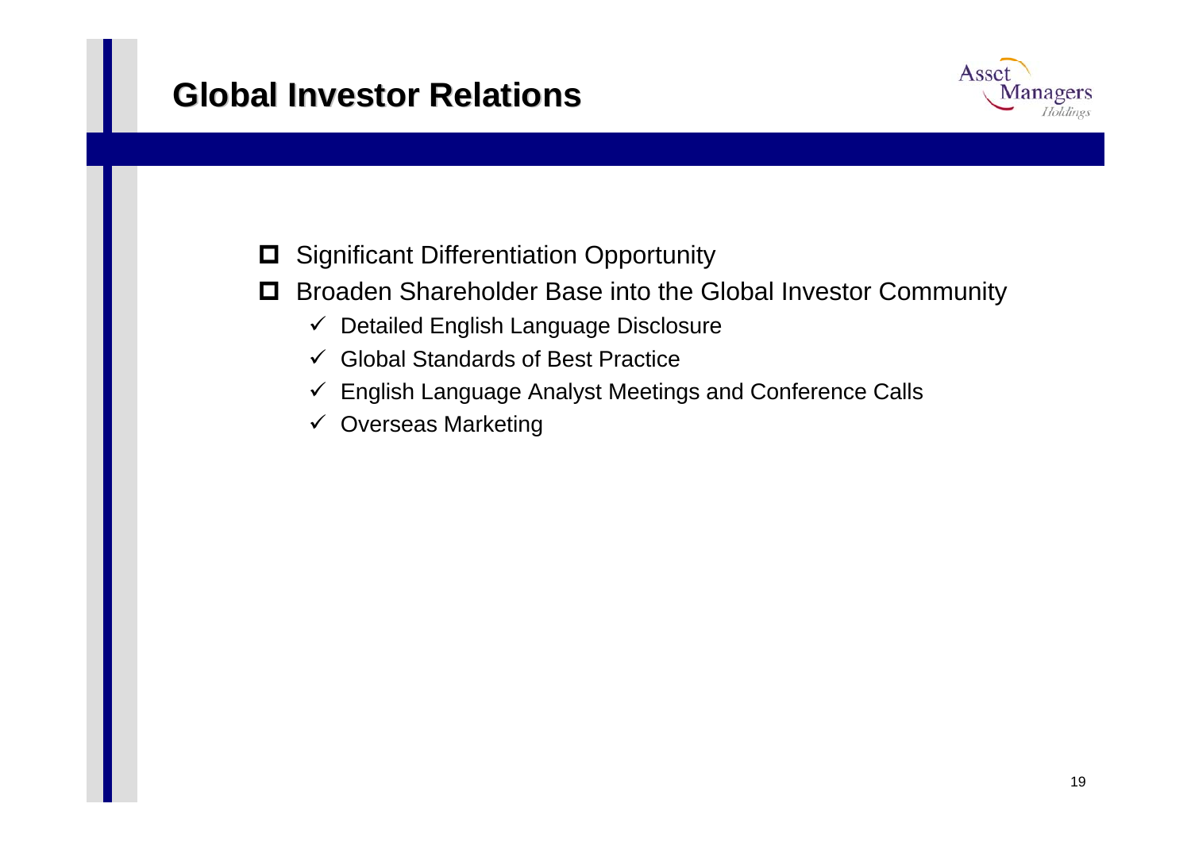# Global Investor Relations

- Significant Differentiation Opportunity
- Broaden Shareholder Base into the Global Investor Community
  - ✓ Detailed English Language Disclosure
  - ✓ Global Standards of Best Practice
  - ✓ English Language Analyst Meetings and Conference Calls
  - ✓ Overseas Marketing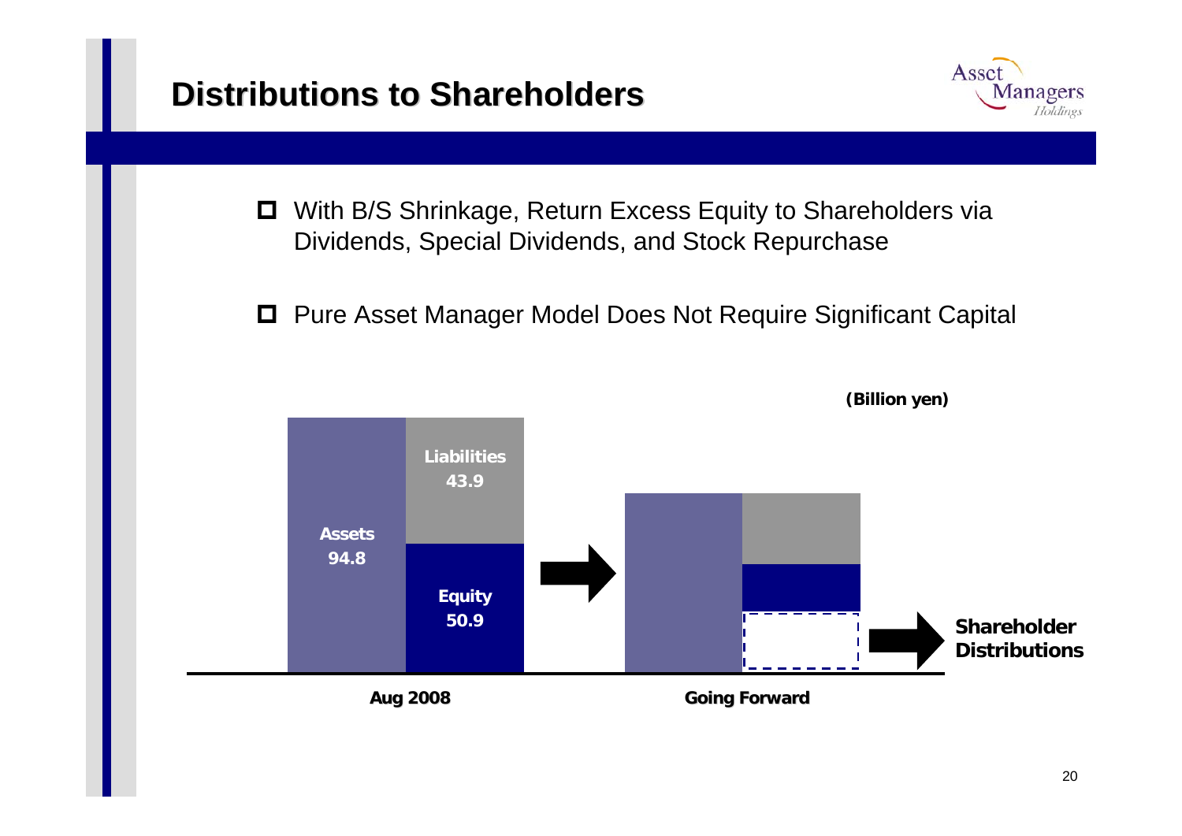# Distributions to Shareholders

- With B/S Shrinkage, Return Excess Equity to Shareholders via Dividends, Special Dividends, and Stock Repurchase
- Pure Asset Manager Model Does Not Require Significant Capital

(Billion yen)

| | Aug 2008 | Going Forward |
|---|---|---|
| Assets | 94.8 | |
| Liabilities | 43.9 | |
| Equity | 50.9 | |

Going Forward: Shareholder Distributions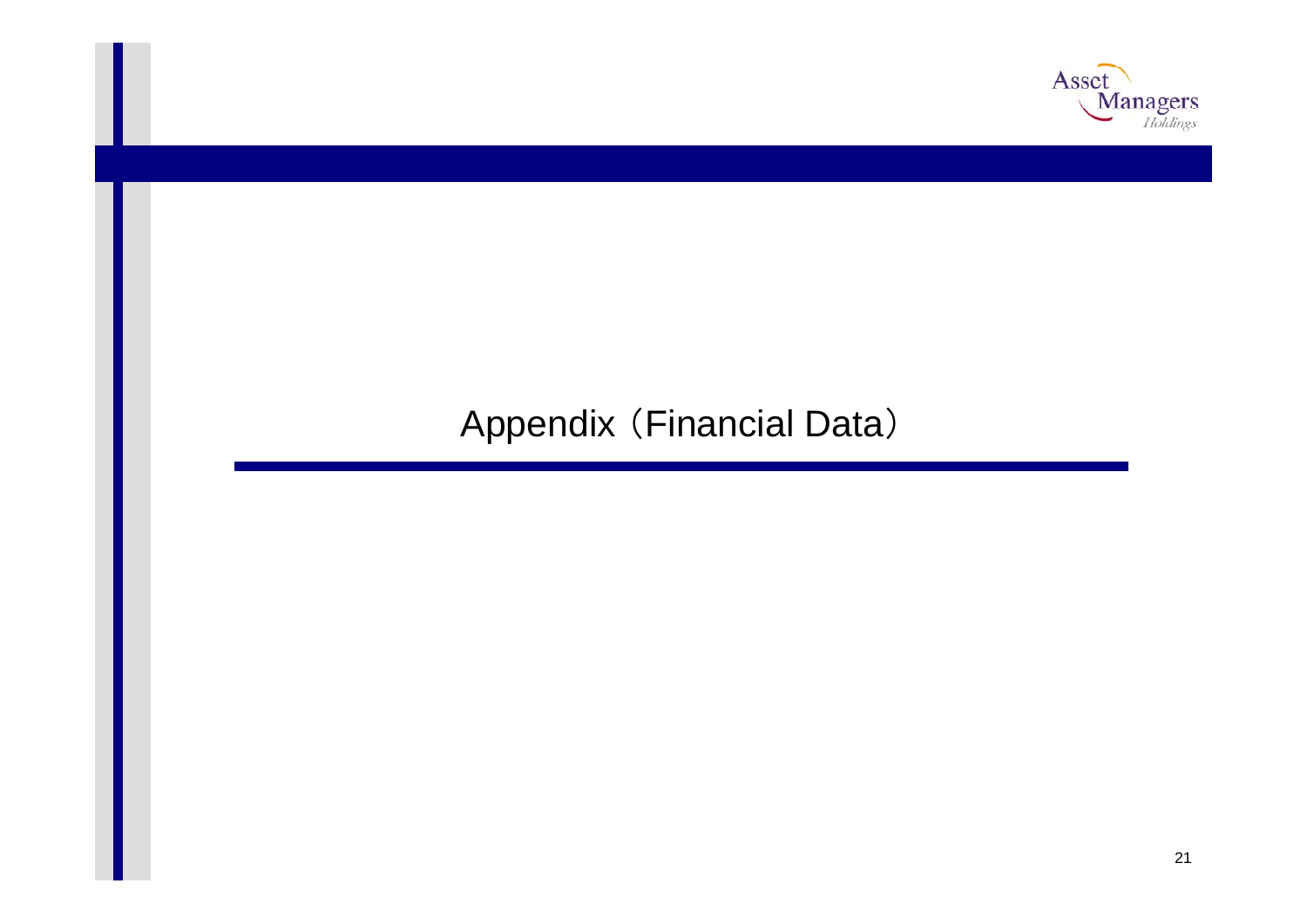# Appendix（Financial Data）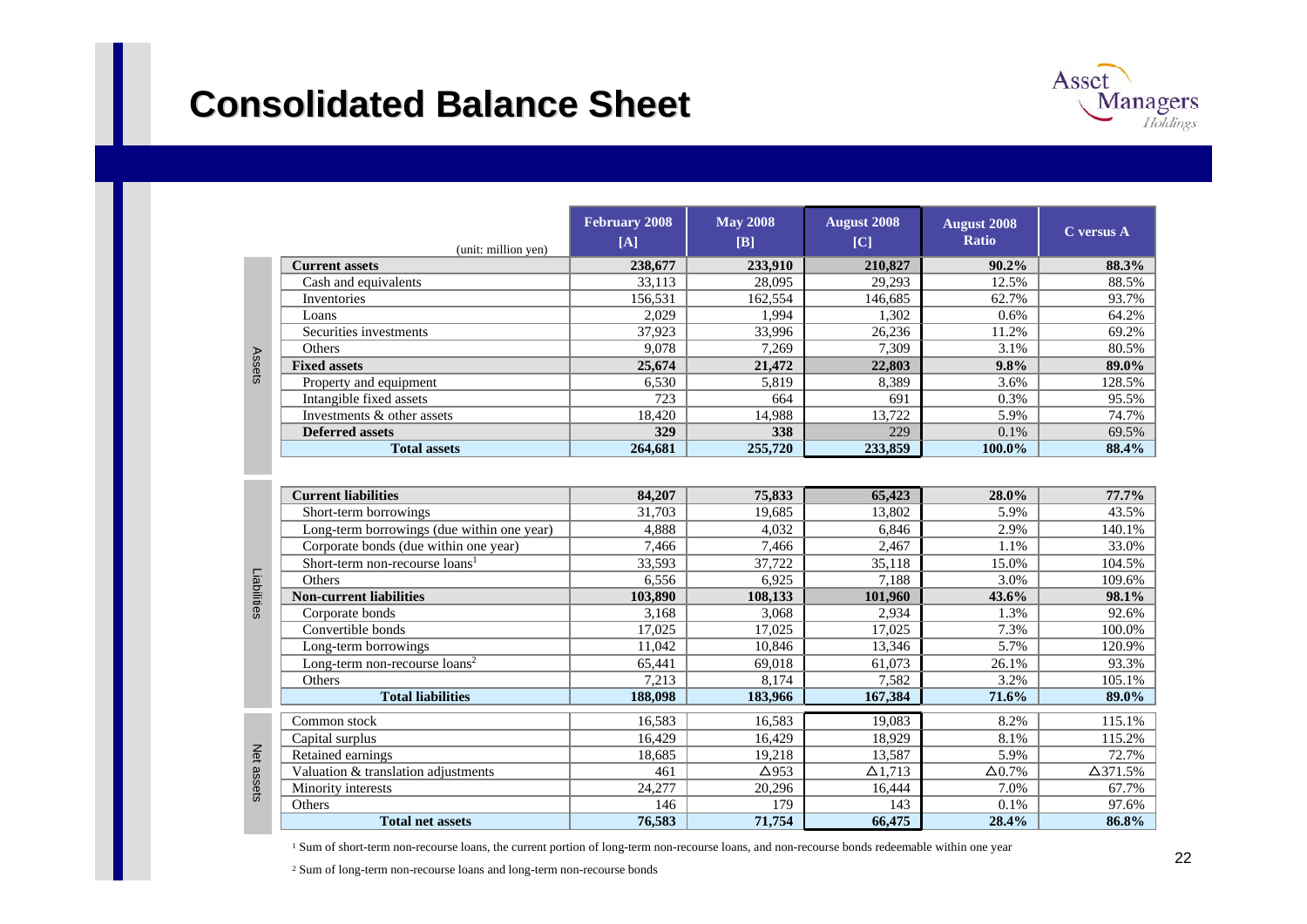# Consolidated Balance Sheet

| | (unit: million yen) | February 2008 [A] | May 2008 [B] | August 2008 [C] | August 2008 Ratio | C versus A |
|---|---|---|---|---|---|---|
| Assets | **Current assets** | **238,677** | **233,910** | **210,827** | **90.2%** | **88.3%** |
| | Cash and equivalents | 33,113 | 28,095 | 29,293 | 12.5% | 88.5% |
| | Inventories | 156,531 | 162,554 | 146,685 | 62.7% | 93.7% |
| | Loans | 2,029 | 1,994 | 1,302 | 0.6% | 64.2% |
| | Securities investments | 37,923 | 33,996 | 26,236 | 11.2% | 69.2% |
| | Others | 9,078 | 7,269 | 7,309 | 3.1% | 80.5% |
| | **Fixed assets** | **25,674** | **21,472** | **22,803** | **9.8%** | **89.0%** |
| | Property and equipment | 6,530 | 5,819 | 8,389 | 3.6% | 128.5% |
| | Intangible fixed assets | 723 | 664 | 691 | 0.3% | 95.5% |
| | Investments & other assets | 18,420 | 14,988 | 13,722 | 5.9% | 74.7% |
| | **Deferred assets** | **329** | **338** | 229 | 0.1% | 69.5% |
| | **Total assets** | **264,681** | **255,720** | **233,859** | **100.0%** | **88.4%** |
| Liabilities | **Current liabilities** | **84,207** | **75,833** | **65,423** | **28.0%** | **77.7%** |
| | Short-term borrowings | 31,703 | 19,685 | 13,802 | 5.9% | 43.5% |
| | Long-term borrowings (due within one year) | 4,888 | 4,032 | 6,846 | 2.9% | 140.1% |
| | Corporate bonds (due within one year) | 7,466 | 7,466 | 2,467 | 1.1% | 33.0% |
| | Short-term non-recourse loans[1] | 33,593 | 37,722 | 35,118 | 15.0% | 104.5% |
| | Others | 6,556 | 6,925 | 7,188 | 3.0% | 109.6% |
| | **Non-current liabilities** | **103,890** | **108,133** | **101,960** | **43.6%** | **98.1%** |
| | Corporate bonds | 3,168 | 3,068 | 2,934 | 1.3% | 92.6% |
| | Convertible bonds | 17,025 | 17,025 | 17,025 | 7.3% | 100.0% |
| | Long-term borrowings | 11,042 | 10,846 | 13,346 | 5.7% | 120.9% |
| | Long-term non-recourse loans[2] | 65,441 | 69,018 | 61,073 | 26.1% | 93.3% |
| | Others | 7,213 | 8,174 | 7,582 | 3.2% | 105.1% |
| | **Total liabilities** | **188,098** | **183,966** | **167,384** | **71.6%** | **89.0%** |
| Net assets | Common stock | 16,583 | 16,583 | 19,083 | 8.2% | 115.1% |
| | Capital surplus | 16,429 | 16,429 | 18,929 | 8.1% | 115.2% |
| | Retained earnings | 18,685 | 19,218 | 13,587 | 5.9% | 72.7% |
| | Valuation & translation adjustments | 461 | △953 | △1,713 | △0.7% | △371.5% |
| | Minority interests | 24,277 | 20,296 | 16,444 | 7.0% | 67.7% |
| | Others | 146 | 179 | 143 | 0.1% | 97.6% |
| | **Total net assets** | **76,583** | **71,754** | **66,475** | **28.4%** | **86.8%** |

[1] Sum of short-term non-recourse loans, the current portion of long-term non-recourse loans, and non-recourse bonds redeemable within one year

[2] Sum of long-term non-recourse loans and long-term non-recourse bonds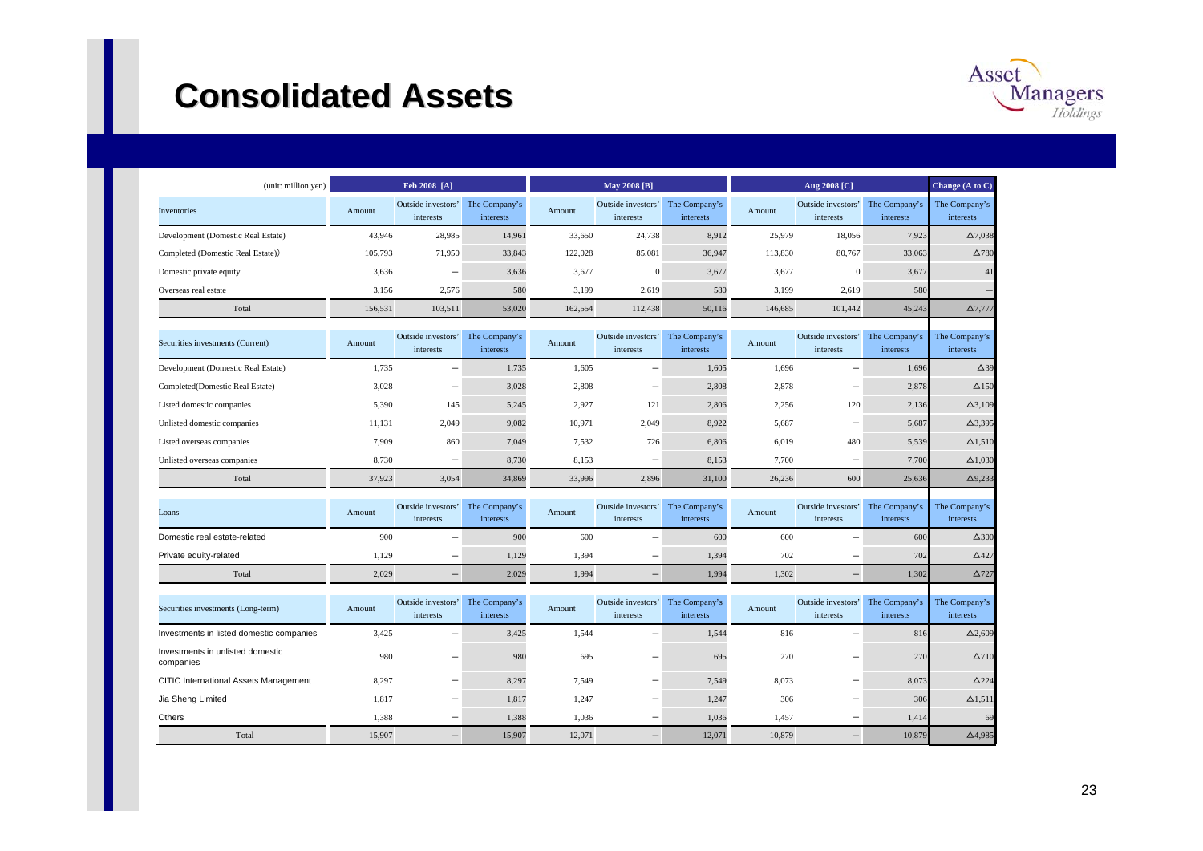# Consolidated Assets

| (unit: million yen) | Feb 2008 [A] | | | May 2008 [B] | | | Aug 2008 [C] | | | Change (A to C) |
|---|---|---|---|---|---|---|---|---|---|---|
| Inventories | Amount | Outside investors' interests | The Company's interests | Amount | Outside investors' interests | The Company's interests | Amount | Outside investors' interests | The Company's interests | The Company's interests |
| Development (Domestic Real Estate) | 43,946 | 28,985 | 14,961 | 33,650 | 24,738 | 8,912 | 25,979 | 18,056 | 7,923 | △7,038 |
| Completed (Domestic Real Estate)) | 105,793 | 71,950 | 33,843 | 122,028 | 85,081 | 36,947 | 113,830 | 80,767 | 33,063 | △780 |
| Domestic private equity | 3,636 | – | 3,636 | 3,677 | 0 | 3,677 | 3,677 | 0 | 3,677 | 41 |
| Overseas real estate | 3,156 | 2,576 | 580 | 3,199 | 2,619 | 580 | 3,199 | 2,619 | 580 | – |
| Total | 156,531 | 103,511 | 53,020 | 162,554 | 112,438 | 50,116 | 146,685 | 101,442 | 45,243 | △7,777 |

| Securities investments (Current) | Amount | Outside investors' interests | The Company's interests | Amount | Outside investors' interests | The Company's interests | Amount | Outside investors' interests | The Company's interests | The Company's interests |
|---|---|---|---|---|---|---|---|---|---|---|
| Development (Domestic Real Estate) | 1,735 | – | 1,735 | 1,605 | – | 1,605 | 1,696 | – | 1,696 | △39 |
| Completed(Domestic Real Estate) | 3,028 | – | 3,028 | 2,808 | – | 2,808 | 2,878 | – | 2,878 | △150 |
| Listed domestic companies | 5,390 | 145 | 5,245 | 2,927 | 121 | 2,806 | 2,256 | 120 | 2,136 | △3,109 |
| Unlisted domestic companies | 11,131 | 2,049 | 9,082 | 10,971 | 2,049 | 8,922 | 5,687 | – | 5,687 | △3,395 |
| Listed overseas companies | 7,909 | 860 | 7,049 | 7,532 | 726 | 6,806 | 6,019 | 480 | 5,539 | △1,510 |
| Unlisted overseas companies | 8,730 | – | 8,730 | 8,153 | – | 8,153 | 7,700 | – | 7,700 | △1,030 |
| Total | 37,923 | 3,054 | 34,869 | 33,996 | 2,896 | 31,100 | 26,236 | 600 | 25,636 | △9,233 |

| Loans | Amount | Outside investors' interests | The Company's interests | Amount | Outside investors' interests | The Company's interests | Amount | Outside investors' interests | The Company's interests | The Company's interests |
|---|---|---|---|---|---|---|---|---|---|---|
| Domestic real estate-related | 900 | – | 900 | 600 | – | 600 | 600 | – | 600 | △300 |
| Private equity-related | 1,129 | – | 1,129 | 1,394 | – | 1,394 | 702 | – | 702 | △427 |
| Total | 2,029 | – | 2,029 | 1,994 | – | 1,994 | 1,302 | – | 1,302 | △727 |

| Securities investments (Long-term) | Amount | Outside investors' interests | The Company's interests | Amount | Outside investors' interests | The Company's interests | Amount | Outside investors' interests | The Company's interests | The Company's interests |
|---|---|---|---|---|---|---|---|---|---|---|
| Investments in listed domestic companies | 3,425 | – | 3,425 | 1,544 | – | 1,544 | 816 | – | 816 | △2,609 |
| Investments in unlisted domestic companies | 980 | – | 980 | 695 | – | 695 | 270 | – | 270 | △710 |
| CITIC International Assets Management | 8,297 | – | 8,297 | 7,549 | – | 7,549 | 8,073 | – | 8,073 | △224 |
| Jia Sheng Limited | 1,817 | – | 1,817 | 1,247 | – | 1,247 | 306 | – | 306 | △1,511 |
| Others | 1,388 | – | 1,388 | 1,036 | – | 1,036 | 1,457 | – | 1,414 | 69 |
| Total | 15,907 | – | 15,907 | 12,071 | – | 12,071 | 10,879 | – | 10,879 | △4,985 |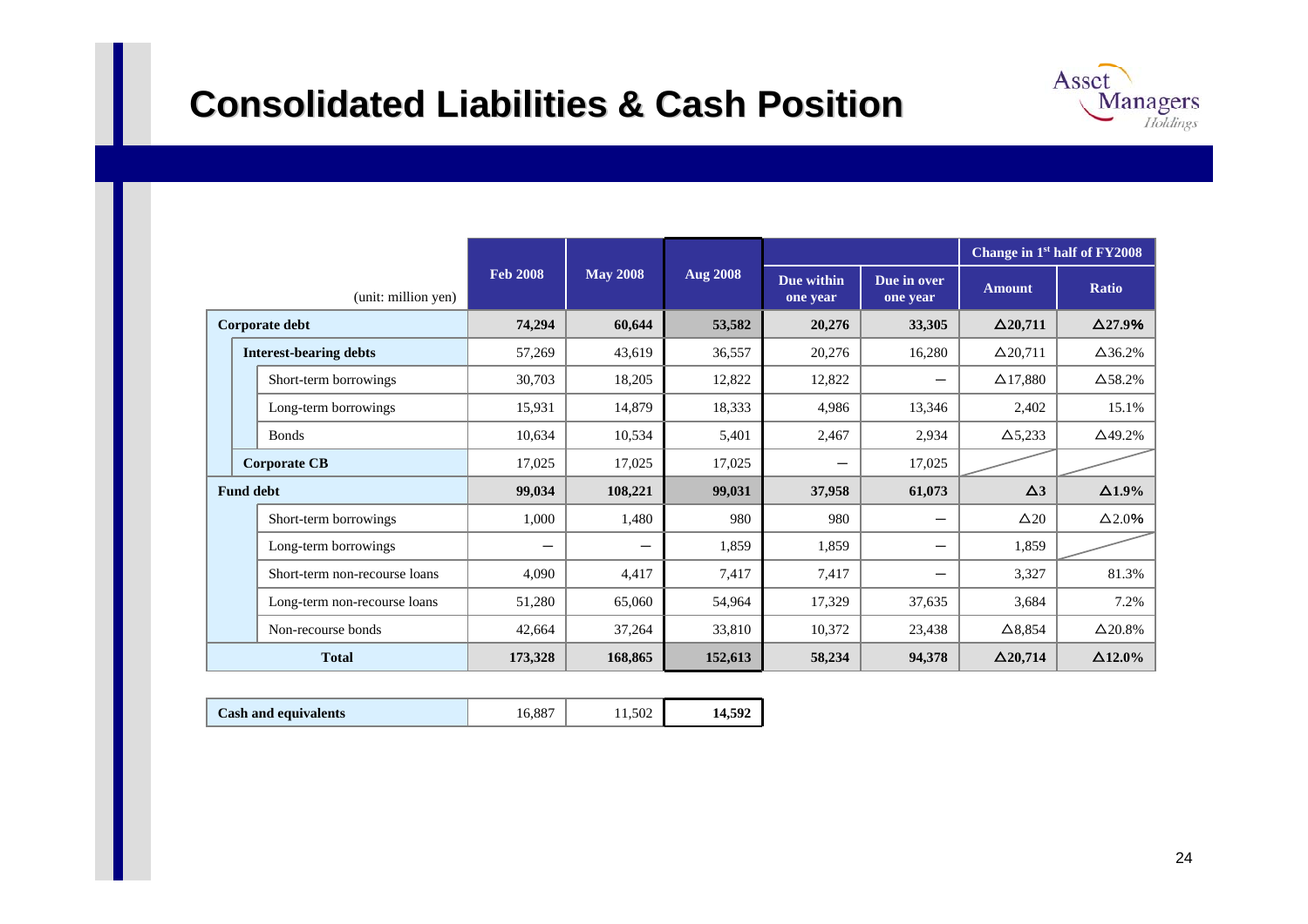# Consolidated Liabilities & Cash Position

| (unit: million yen) | Feb 2008 | May 2008 | Aug 2008 | Due within one year | Due in over one year | Change in 1st half of FY2008 | |
|---|---|---|---|---|---|---|---|
| | | | | | | Amount | Ratio |
| **Corporate debt** | **74,294** | **60,644** | **53,582** | **20,276** | **33,305** | **△20,711** | **△27.9%** |
| **Interest-bearing debts** | 57,269 | 43,619 | 36,557 | 20,276 | 16,280 | △20,711 | △36.2% |
| Short-term borrowings | 30,703 | 18,205 | 12,822 | 12,822 | ― | △17,880 | △58.2% |
| Long-term borrowings | 15,931 | 14,879 | 18,333 | 4,986 | 13,346 | 2,402 | 15.1% |
| Bonds | 10,634 | 10,534 | 5,401 | 2,467 | 2,934 | △5,233 | △49.2% |
| **Corporate CB** | 17,025 | 17,025 | 17,025 | ― | 17,025 | | |
| **Fund debt** | **99,034** | **108,221** | **99,031** | **37,958** | **61,073** | **△3** | **△1.9%** |
| Short-term borrowings | 1,000 | 1,480 | 980 | 980 | ― | △20 | △2.0% |
| Long-term borrowings | ― | ― | 1,859 | 1,859 | ― | 1,859 | |
| Short-term non-recourse loans | 4,090 | 4,417 | 7,417 | 7,417 | ― | 3,327 | 81.3% |
| Long-term non-recourse loans | 51,280 | 65,060 | 54,964 | 17,329 | 37,635 | 3,684 | 7.2% |
| Non-recourse bonds | 42,664 | 37,264 | 33,810 | 10,372 | 23,438 | △8,854 | △20.8% |
| **Total** | **173,328** | **168,865** | **152,613** | **58,234** | **94,378** | **△20,714** | **△12.0%** |

| | Feb 2008 | May 2008 | Aug 2008 |
|---|---|---|---|
| **Cash and equivalents** | 16,887 | 11,502 | **14,592** |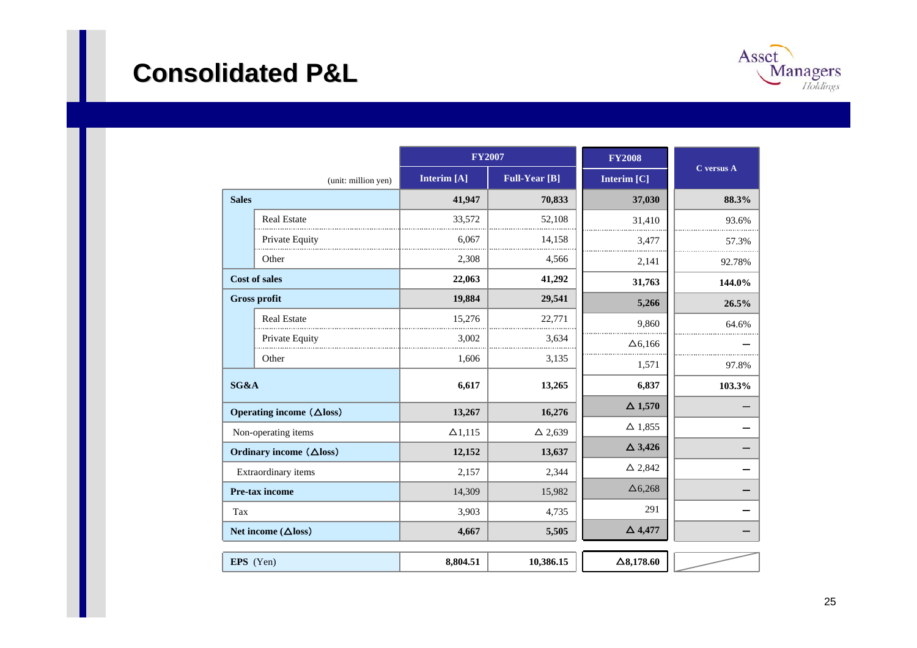# Consolidated P&L

| (unit: million yen) | | FY2007 | | FY2008 | C versus A |
|---|---|---|---|---|---|
| | | Interim [A] | Full-Year [B] | Interim [C] | |
| **Sales** | | **41,947** | **70,833** | **37,030** | **88.3%** |
| | Real Estate | 33,572 | 52,108 | 31,410 | 93.6% |
| | Private Equity | 6,067 | 14,158 | 3,477 | 57.3% |
| | Other | 2,308 | 4,566 | 2,141 | 92.78% |
| **Cost of sales** | | **22,063** | **41,292** | **31,763** | **144.0%** |
| **Gross profit** | | **19,884** | **29,541** | **5,266** | **26.5%** |
| | Real Estate | 15,276 | 22,771 | 9,860 | 64.6% |
| | Private Equity | 3,002 | 3,634 | △6,166 | – |
| | Other | 1,606 | 3,135 | 1,571 | 97.8% |
| **SG&A** | | **6,617** | **13,265** | **6,837** | **103.3%** |
| **Operating income (△loss)** | | **13,267** | **16,276** | **△ 1,570** | – |
| Non-operating items | | △1,115 | △ 2,639 | △ 1,855 | – |
| **Ordinary income (△loss)** | | **12,152** | **13,637** | **△ 3,426** | – |
| Extraordinary items | | 2,157 | 2,344 | △ 2,842 | – |
| **Pre-tax income** | | 14,309 | 15,982 | △6,268 | – |
| Tax | | 3,903 | 4,735 | 291 | – |
| **Net income (△loss)** | | **4,667** | **5,505** | **△ 4,477** | – |
| **EPS** (Yen) | | **8,804.51** | **10,386.15** | **△8,178.60** | |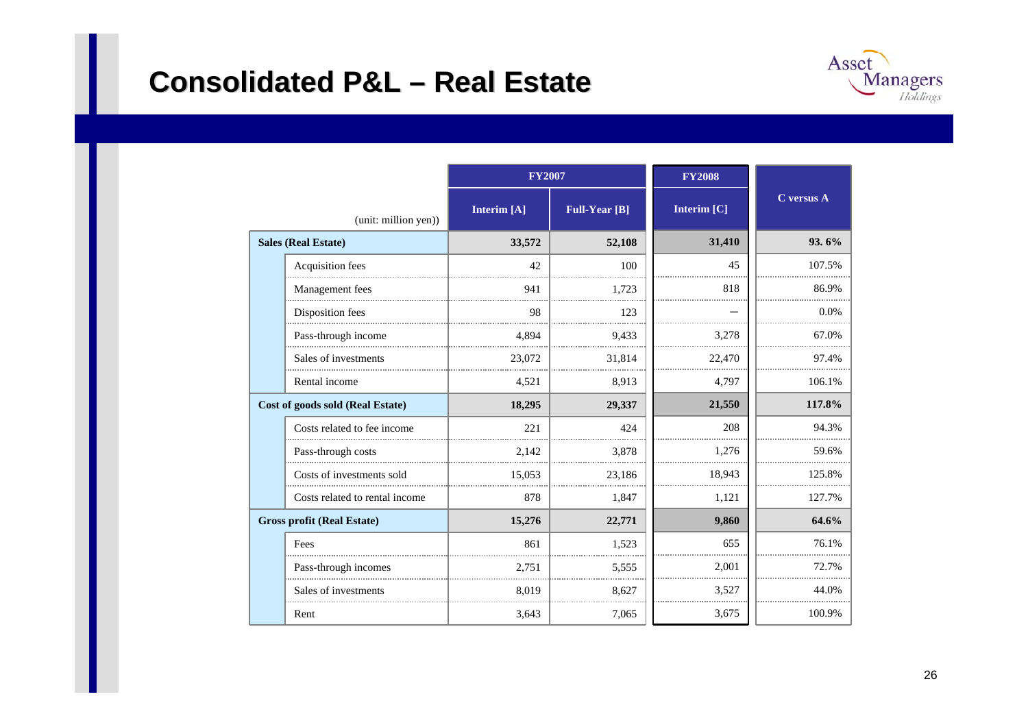# Consolidated P&L – Real Estate

| (unit: million yen)) | FY2007 | | FY2008 | C versus A |
|---|---|---|---|---|
| | Interim [A] | Full-Year [B] | Interim [C] | |
| **Sales (Real Estate)** | **33,572** | **52,108** | **31,410** | **93. 6%** |
| Acquisition fees | 42 | 100 | 45 | 107.5% |
| Management fees | 941 | 1,723 | 818 | 86.9% |
| Disposition fees | 98 | 123 | – | 0.0% |
| Pass-through income | 4,894 | 9,433 | 3,278 | 67.0% |
| Sales of investments | 23,072 | 31,814 | 22,470 | 97.4% |
| Rental income | 4,521 | 8,913 | 4,797 | 106.1% |
| **Cost of goods sold (Real Estate)** | **18,295** | **29,337** | **21,550** | **117.8%** |
| Costs related to fee income | 221 | 424 | 208 | 94.3% |
| Pass-through costs | 2,142 | 3,878 | 1,276 | 59.6% |
| Costs of investments sold | 15,053 | 23,186 | 18,943 | 125.8% |
| Costs related to rental income | 878 | 1,847 | 1,121 | 127.7% |
| **Gross profit (Real Estate)** | **15,276** | **22,771** | **9,860** | **64.6%** |
| Fees | 861 | 1,523 | 655 | 76.1% |
| Pass-through incomes | 2,751 | 5,555 | 2,001 | 72.7% |
| Sales of investments | 8,019 | 8,627 | 3,527 | 44.0% |
| Rent | 3,643 | 7,065 | 3,675 | 100.9% |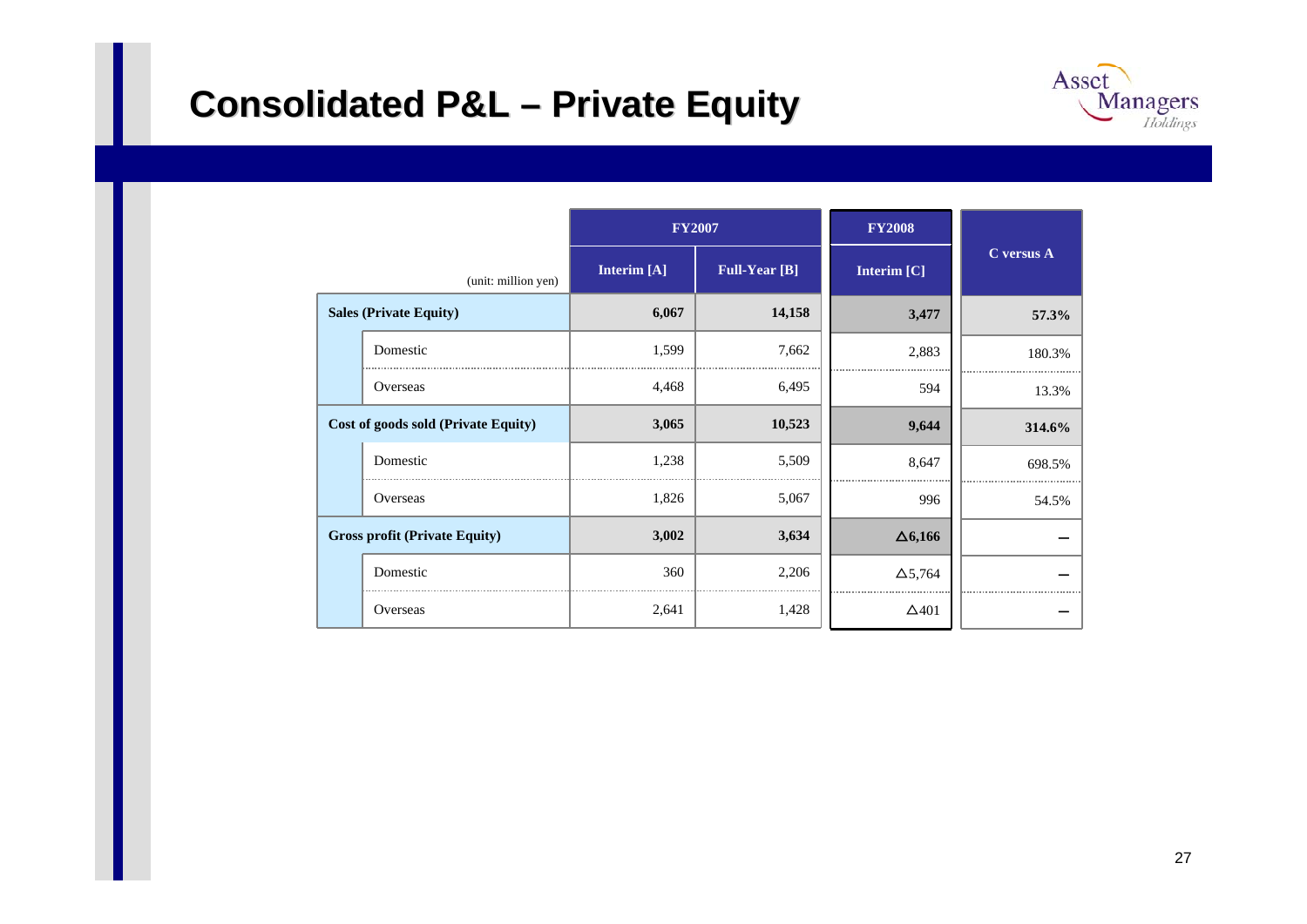# Consolidated P&L – Private Equity

| (unit: million yen) | | FY2007 Interim [A] | FY2007 Full-Year [B] | FY2008 Interim [C] | C versus A |
|---|---|---|---|---|---|
| **Sales (Private Equity)** | | **6,067** | **14,158** | **3,477** | **57.3%** |
| | Domestic | 1,599 | 7,662 | 2,883 | 180.3% |
| | Overseas | 4,468 | 6,495 | 594 | 13.3% |
| **Cost of goods sold (Private Equity)** | | **3,065** | **10,523** | **9,644** | **314.6%** |
| | Domestic | 1,238 | 5,509 | 8,647 | 698.5% |
| | Overseas | 1,826 | 5,067 | 996 | 54.5% |
| **Gross profit (Private Equity)** | | **3,002** | **3,634** | **△6,166** | **–** |
| | Domestic | 360 | 2,206 | △5,764 | – |
| | Overseas | 2,641 | 1,428 | △401 | – |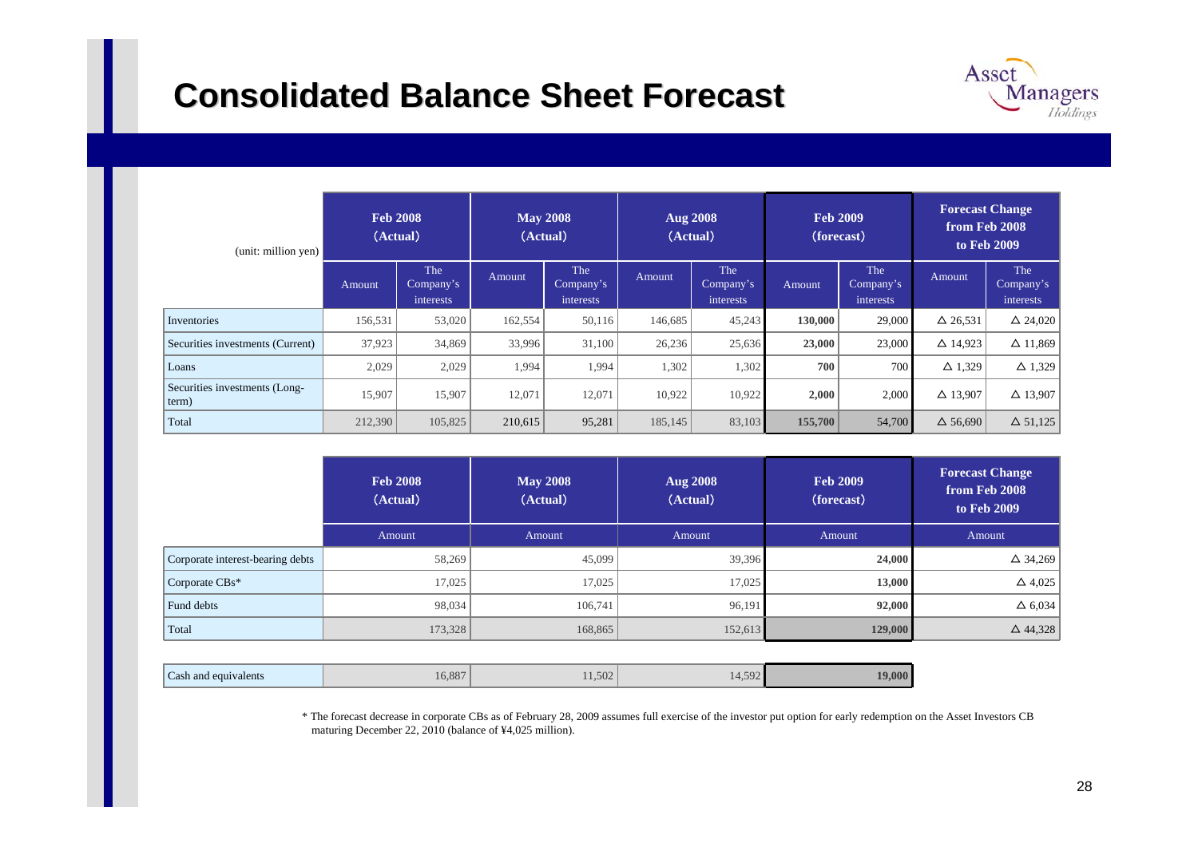# Consolidated Balance Sheet Forecast

| (unit: million yen) | Feb 2008 (Actual) | | May 2008 (Actual) | | Aug 2008 (Actual) | | Feb 2009 (forecast) | | Forecast Change from Feb 2008 to Feb 2009 | |
|---|---|---|---|---|---|---|---|---|---|---|
| | Amount | The Company's interests | Amount | The Company's interests | Amount | The Company's interests | Amount | The Company's interests | Amount | The Company's interests |
| Inventories | 156,531 | 53,020 | 162,554 | 50,116 | 146,685 | 45,243 | **130,000** | 29,000 | △ 26,531 | △ 24,020 |
| Securities investments (Current) | 37,923 | 34,869 | 33,996 | 31,100 | 26,236 | 25,636 | **23,000** | 23,000 | △ 14,923 | △ 11,869 |
| Loans | 2,029 | 2,029 | 1,994 | 1,994 | 1,302 | 1,302 | **700** | 700 | △ 1,329 | △ 1,329 |
| Securities investments (Long-term) | 15,907 | 15,907 | 12,071 | 12,071 | 10,922 | 10,922 | **2,000** | 2,000 | △ 13,907 | △ 13,907 |
| Total | 212,390 | 105,825 | 210,615 | 95,281 | 185,145 | 83,103 | **155,700** | 54,700 | △ 56,690 | △ 51,125 |

| | Feb 2008 (Actual) | May 2008 (Actual) | Aug 2008 (Actual) | Feb 2009 (forecast) | Forecast Change from Feb 2008 to Feb 2009 |
|---|---|---|---|---|---|
| | Amount | Amount | Amount | Amount | Amount |
| Corporate interest-bearing debts | 58,269 | 45,099 | 39,396 | **24,000** | △ 34,269 |
| Corporate CBs* | 17,025 | 17,025 | 17,025 | **13,000** | △ 4,025 |
| Fund debts | 98,034 | 106,741 | 96,191 | **92,000** | △ 6,034 |
| Total | 173,328 | 168,865 | 152,613 | **129,000** | △ 44,328 |

| | Feb 2008 (Actual) | May 2008 (Actual) | Aug 2008 (Actual) | Feb 2009 (forecast) |
|---|---|---|---|---|
| Cash and equivalents | 16,887 | 11,502 | 14,592 | **19,000** |

* The forecast decrease in corporate CBs as of February 28, 2009 assumes full exercise of the investor put option for early redemption on the Asset Investors CB maturing December 22, 2010 (balance of ¥4,025 million).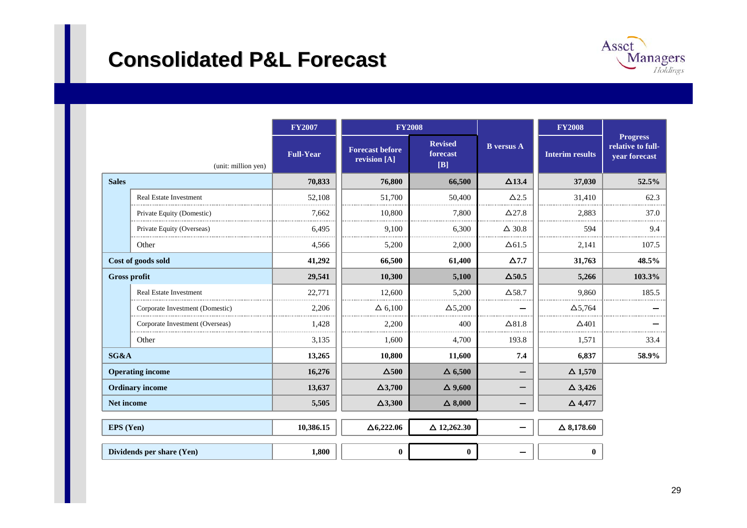# Consolidated P&L Forecast

| (unit: million yen) | | FY2007 Full-Year | FY2008 Forecast before revision [A] | FY2008 Revised forecast [B] | B versus A | FY2008 Interim results | Progress relative to full-year forecast |
|---|---|---|---|---|---|---|---|
| **Sales** | | **70,833** | **76,800** | **66,500** | **△13.4** | **37,030** | **52.5%** |
| | Real Estate Investment | 52,108 | 51,700 | 50,400 | △2.5 | 31,410 | 62.3 |
| | Private Equity (Domestic) | 7,662 | 10,800 | 7,800 | △27.8 | 2,883 | 37.0 |
| | Private Equity (Overseas) | 6,495 | 9,100 | 6,300 | △ 30.8 | 594 | 9.4 |
| | Other | 4,566 | 5,200 | 2,000 | △61.5 | 2,141 | 107.5 |
| **Cost of goods sold** | | **41,292** | **66,500** | **61,400** | **△7.7** | **31,763** | **48.5%** |
| **Gross profit** | | **29,541** | **10,300** | **5,100** | **△50.5** | **5,266** | **103.3%** |
| | Real Estate Investment | 22,771 | 12,600 | 5,200 | △58.7 | 9,860 | 185.5 |
| | Corporate Investment (Domestic) | 2,206 | △ 6,100 | △5,200 | – | △5,764 | – |
| | Corporate Investment (Overseas) | 1,428 | 2,200 | 400 | △81.8 | △401 | – |
| | Other | 3,135 | 1,600 | 4,700 | 193.8 | 1,571 | 33.4 |
| **SG&A** | | **13,265** | **10,800** | **11,600** | **7.4** | **6,837** | **58.9%** |
| **Operating income** | | **16,276** | **△500** | **△ 6,500** | **–** | **△ 1,570** | |
| **Ordinary income** | | **13,637** | **△3,700** | **△ 9,600** | **–** | **△ 3,426** | |
| **Net income** | | **5,505** | **△3,300** | **△ 8,000** | **–** | **△ 4,477** | |
| **EPS (Yen)** | | **10,386.15** | **△6,222.06** | **△ 12,262.30** | **–** | **△ 8,178.60** | |
| **Dividends per share (Yen)** | | **1,800** | **0** | **0** | **–** | **0** | |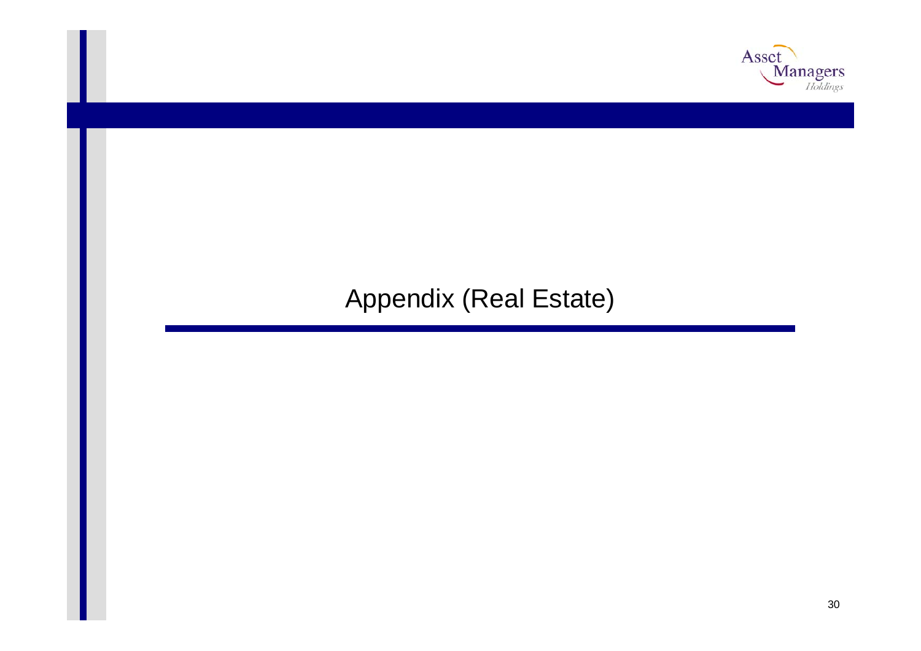# Appendix (Real Estate)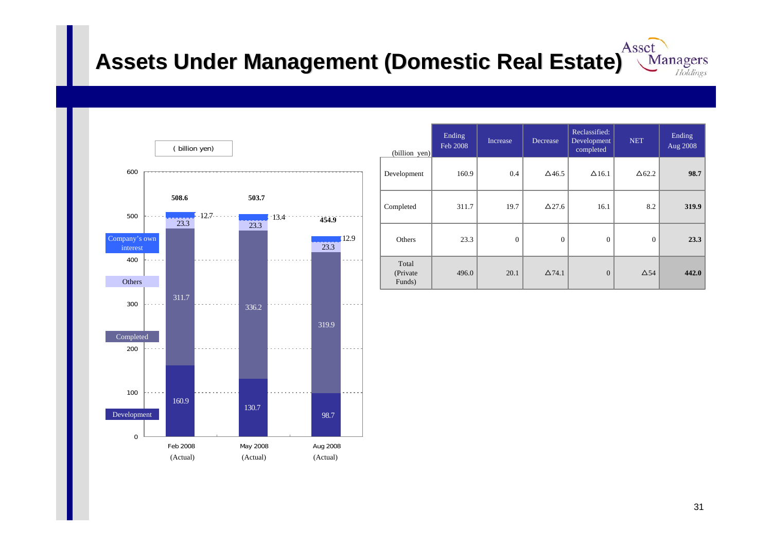# Assets Under Management (Domestic Real Estate)

( billion yen)

| | Feb 2008 (Actual) | May 2008 (Actual) | Aug 2008 (Actual) |
|---|---|---|---|
| Company's own interest | 12.7 | 13.4 | 12.9 |
| Others | 23.3 | 23.3 | 23.3 |
| Completed | 311.7 | 336.2 | 319.9 |
| Development | 160.9 | 130.7 | 98.7 |
| Total | 508.6 | 503.7 | 454.9 |

| (billion yen) | Ending Feb 2008 | Increase | Decrease | Reclassified: Development completed | NET | Ending Aug 2008 |
|---|---|---|---|---|---|---|
| Development | 160.9 | 0.4 | △46.5 | △16.1 | △62.2 | **98.7** |
| Completed | 311.7 | 19.7 | △27.6 | 16.1 | 8.2 | **319.9** |
| Others | 23.3 | 0 | 0 | 0 | 0 | **23.3** |
| Total (Private Funds) | 496.0 | 20.1 | △74.1 | 0 | △54 | **442.0** |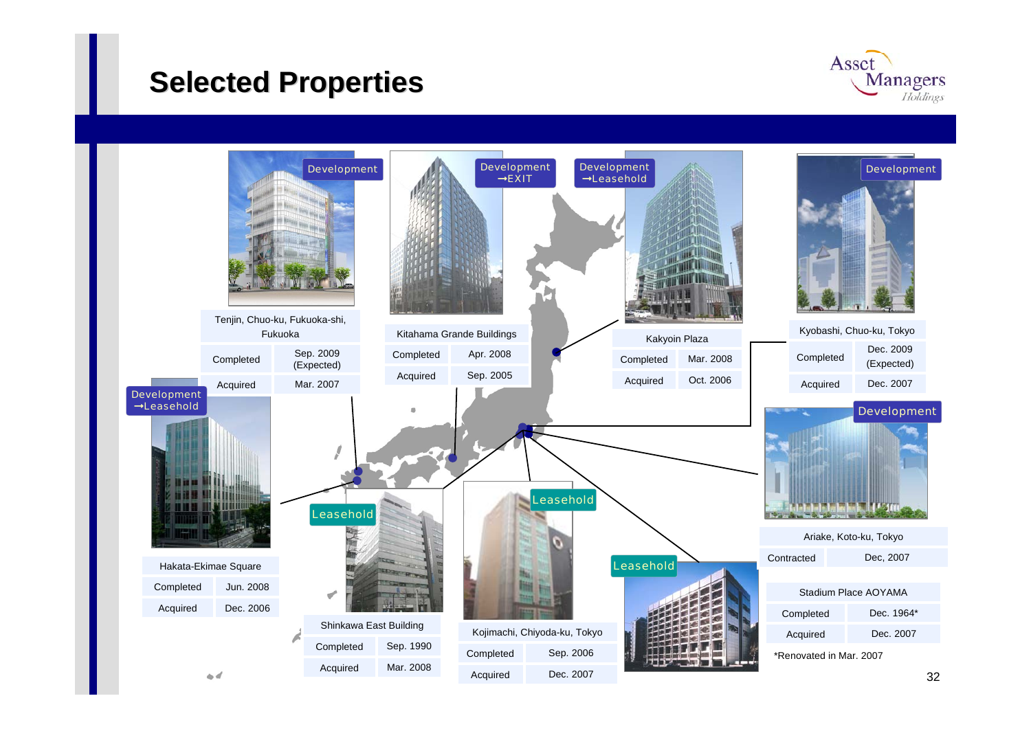# Selected Properties

**Development**

| Tenjin, Chuo-ku, Fukuoka-shi, Fukuoka | |
|---|---|
| Completed | Sep. 2009 (Expected) |
| Acquired | Mar. 2007 |

**Development →EXIT**

| Kitahama Grande Buildings | |
|---|---|
| Completed | Apr. 2008 |
| Acquired | Sep. 2005 |

**Development →Leasehold**

| Kakyoin Plaza | |
|---|---|
| Completed | Mar. 2008 |
| Acquired | Oct. 2006 |

**Development**

| Kyobashi, Chuo-ku, Tokyo | |
|---|---|
| Completed | Dec. 2009 (Expected) |
| Acquired | Dec. 2007 |

**Development →Leasehold**

| Hakata-Ekimae Square | |
|---|---|
| Completed | Jun. 2008 |
| Acquired | Dec. 2006 |

**Leasehold**

| Shinkawa East Building | |
|---|---|
| Completed | Sep. 1990 |
| Acquired | Mar. 2008 |

**Leasehold**

| Kojimachi, Chiyoda-ku, Tokyo | |
|---|---|
| Completed | Sep. 2006 |
| Acquired | Dec. 2007 |

**Development**

| Ariake, Koto-ku, Tokyo | |
|---|---|
| Contracted | Dec, 2007 |

**Leasehold**

| Stadium Place AOYAMA | |
|---|---|
| Completed | Dec. 1964* |
| Acquired | Dec. 2007 |

*Renovated in Mar. 2007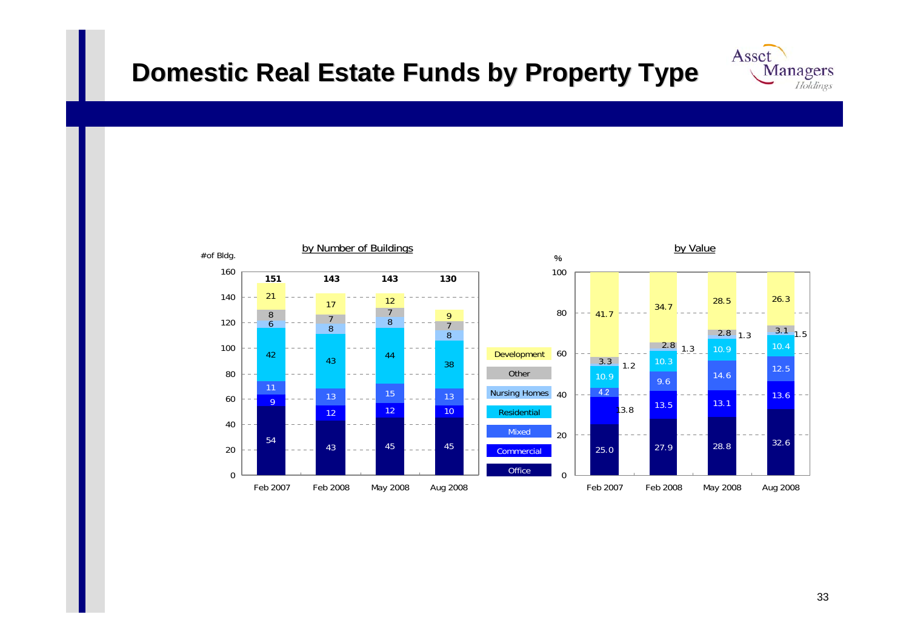# Domestic Real Estate Funds by Property Type

**by Number of Buildings** (#of Bldg.)

| | Feb 2007 | Feb 2008 | May 2008 | Aug 2008 |
|---|---|---|---|---|
| Development | 21 | 17 | 12 | 9 |
| Other | 8 | 7 | 7 | 7 |
| Nursing Homes | 6 | 8 | 8 | 8 |
| Residential | 42 | 43 | 44 | 38 |
| Mixed | 11 | 13 | 15 | 13 |
| Commercial | 9 | 12 | 12 | 10 |
| Office | 54 | 43 | 45 | 45 |
| **Total** | **151** | **143** | **143** | **130** |

**by Value** (%)

| | Feb 2007 | Feb 2008 | May 2008 | Aug 2008 |
|---|---|---|---|---|
| Development | 41.7 | 34.7 | 28.5 | 26.3 |
| Other | 3.3 | 2.8 | 2.8 | 3.1 |
| Nursing Homes | 1.2 | 1.3 | 1.3 | 1.5 |
| Residential | 10.9 | 10.3 | 10.9 | 10.4 |
| Mixed | 4.2 | 9.6 | 14.6 | 12.5 |
| Commercial | 13.8 | 13.5 | 13.1 | 13.6 |
| Office | 25.0 | 27.9 | 28.8 | 32.6 |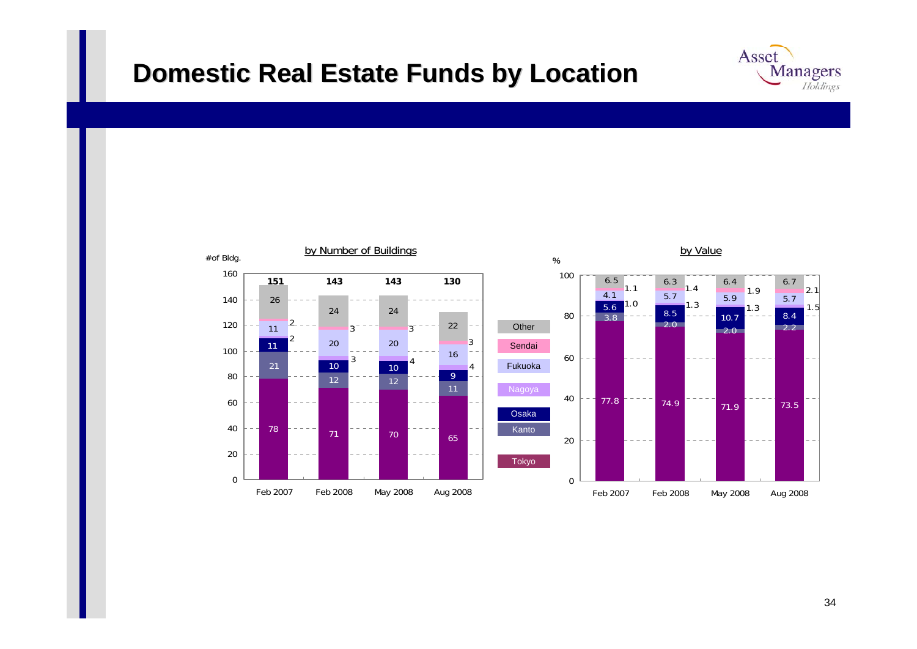# Domestic Real Estate Funds by Location

**by Number of Buildings** (# of Bldg.)

| Location | Feb 2007 | Feb 2008 | May 2008 | Aug 2008 |
|---|---|---|---|---|
| Other | 26 | 24 | 24 | 22 |
| Sendai | 2 | 3 | 3 | 3 |
| Fukuoka | 11 | 20 | 20 | 16 |
| Nagoya | 2 | 3 | 4 | 4 |
| Osaka | 11 | 10 | 10 | 9 |
| Kanto | 21 | 12 | 12 | 11 |
| Tokyo | 78 | 71 | 70 | 65 |
| **Total** | **151** | **143** | **143** | **130** |

**by Value** (%)

| Location | Feb 2007 | Feb 2008 | May 2008 | Aug 2008 |
|---|---|---|---|---|
| Other | 6.5 | 6.3 | 6.4 | 6.7 |
| Sendai | 1.1 | 1.4 | 1.9 | 2.1 |
| Fukuoka | 4.1 | 5.7 | 5.9 | 5.7 |
| Nagoya | 1.0 | 1.3 | 1.3 | 1.5 |
| Osaka | 5.6 | 8.5 | 10.7 | 8.4 |
| Kanto | 3.8 | 2.0 | 2.0 | 2.2 |
| Tokyo | 77.8 | 74.9 | 71.9 | 73.5 |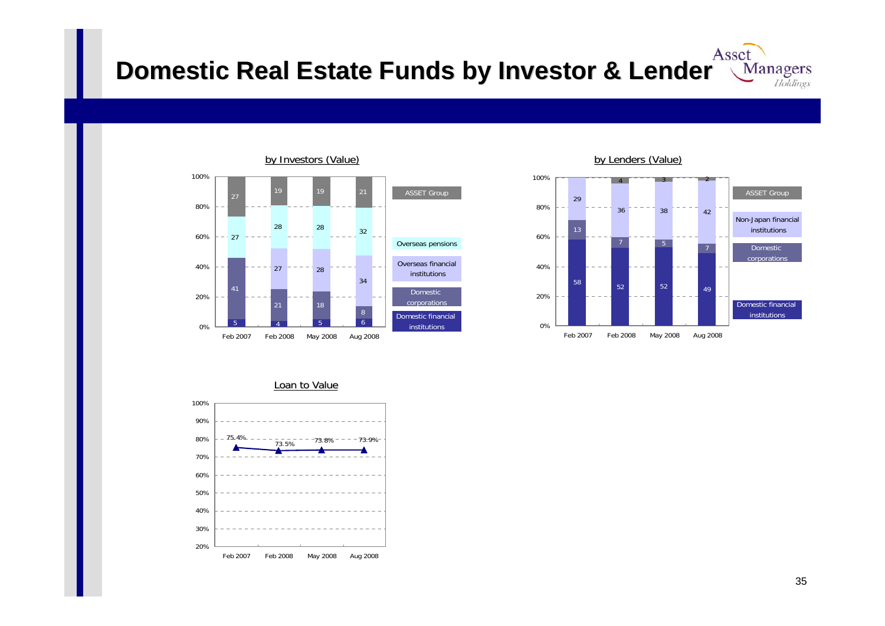# Domestic Real Estate Funds by Investor & Lender

### by Investors (Value)

| | Feb 2007 | Feb 2008 | May 2008 | Aug 2008 |
|---|---|---|---|---|
| ASSET Group | 27 | 19 | 19 | 21 |
| Overseas pensions | 27 | 28 | 28 | 32 |
| Overseas financial institutions | | 27 | 28 | 34 |
| Domestic corporations | 41 | 21 | 18 | 8 |
| Domestic financial institutions | 5 | 4 | 5 | 6 |

### by Lenders (Value)

| | Feb 2007 | Feb 2008 | May 2008 | Aug 2008 |
|---|---|---|---|---|
| ASSET Group | | 4 | 3 | 2 |
| Non-Japan financial institutions | 29 | 36 | 38 | 42 |
| Domestic corporations | 13 | 7 | 5 | 7 |
| Domestic financial institutions | 58 | 52 | 52 | 49 |

### Loan to Value

| Feb 2007 | Feb 2008 | May 2008 | Aug 2008 |
|---|---|---|---|
| 75.4% | 73.5% | 73.8% | 73.9% |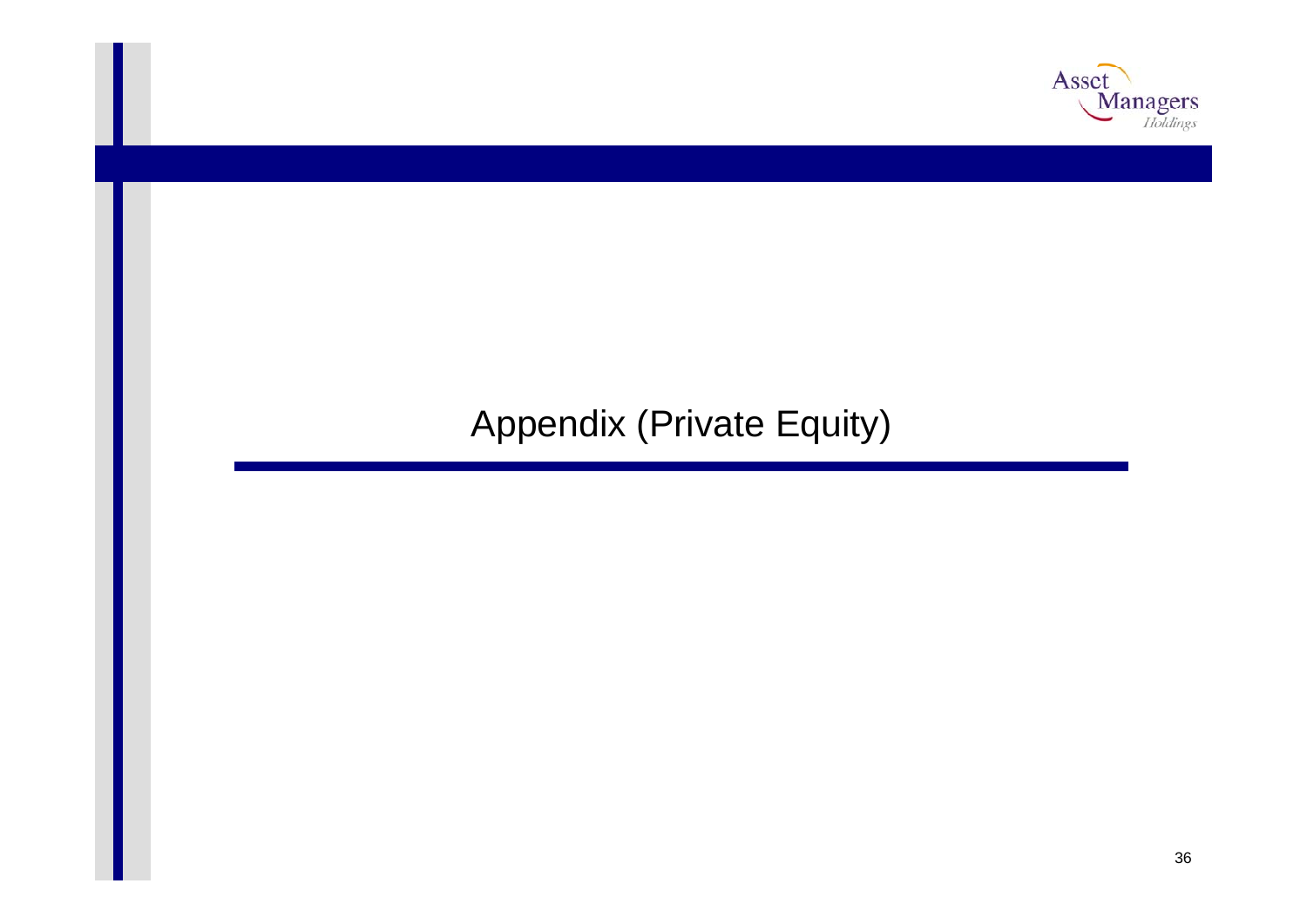# Appendix (Private Equity)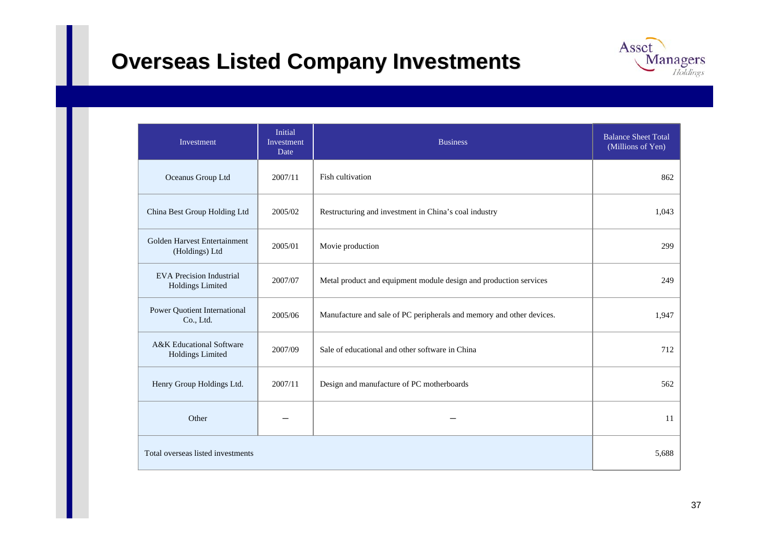# Overseas Listed Company Investments

| Investment | Initial Investment Date | Business | Balance Sheet Total (Millions of Yen) |
|---|---|---|---|
| Oceanus Group Ltd | 2007/11 | Fish cultivation | 862 |
| China Best Group Holding Ltd | 2005/02 | Restructuring and investment in China's coal industry | 1,043 |
| Golden Harvest Entertainment (Holdings) Ltd | 2005/01 | Movie production | 299 |
| EVA Precision Industrial Holdings Limited | 2007/07 | Metal product and equipment module design and production services | 249 |
| Power Quotient International Co., Ltd. | 2005/06 | Manufacture and sale of PC peripherals and memory and other devices. | 1,947 |
| A&K Educational Software Holdings Limited | 2007/09 | Sale of educational and other software in China | 712 |
| Henry Group Holdings Ltd. | 2007/11 | Design and manufacture of PC motherboards | 562 |
| Other | – | – | 11 |
| Total overseas listed investments | | | 5,688 |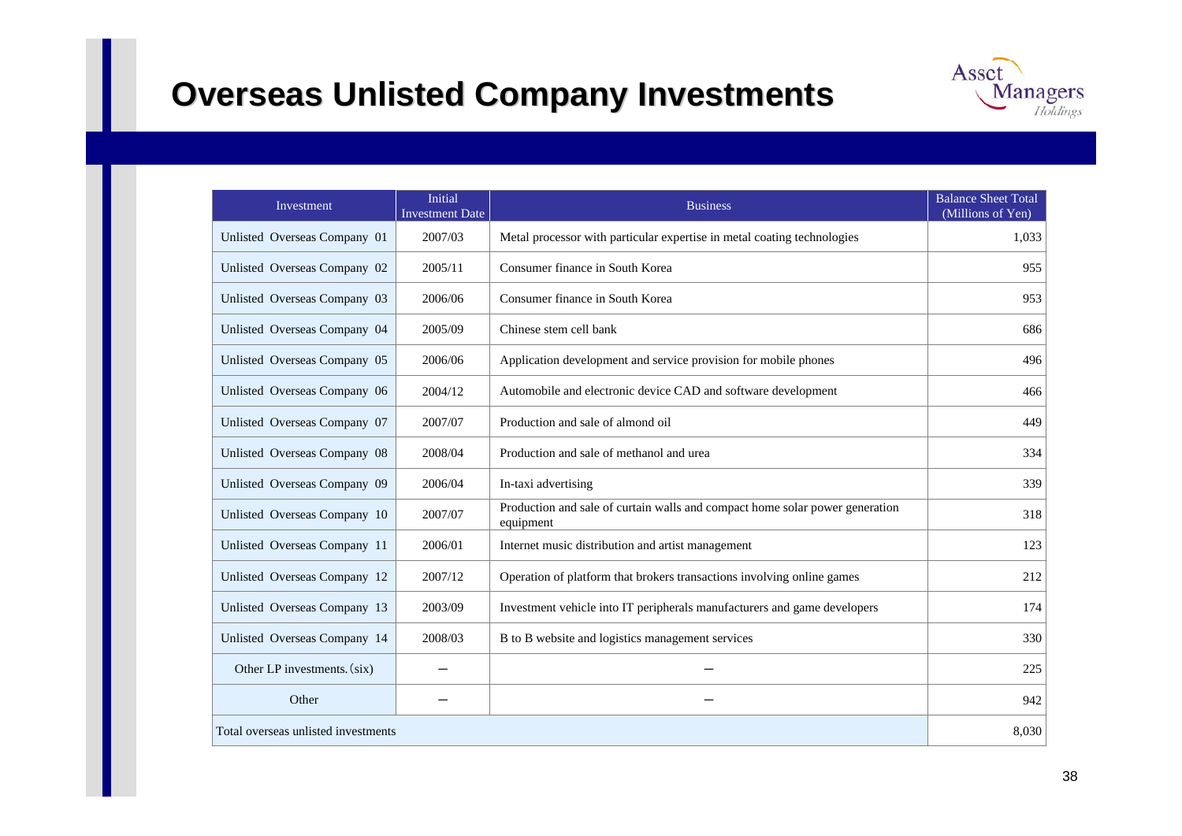# Overseas Unlisted Company Investments

| Investment | Initial Investment Date | Business | Balance Sheet Total (Millions of Yen) |
|---|---|---|---|
| Unlisted Overseas Company 01 | 2007/03 | Metal processor with particular expertise in metal coating technologies | 1,033 |
| Unlisted Overseas Company 02 | 2005/11 | Consumer finance in South Korea | 955 |
| Unlisted Overseas Company 03 | 2006/06 | Consumer finance in South Korea | 953 |
| Unlisted Overseas Company 04 | 2005/09 | Chinese stem cell bank | 686 |
| Unlisted Overseas Company 05 | 2006/06 | Application development and service provision for mobile phones | 496 |
| Unlisted Overseas Company 06 | 2004/12 | Automobile and electronic device CAD and software development | 466 |
| Unlisted Overseas Company 07 | 2007/07 | Production and sale of almond oil | 449 |
| Unlisted Overseas Company 08 | 2008/04 | Production and sale of methanol and urea | 334 |
| Unlisted Overseas Company 09 | 2006/04 | In-taxi advertising | 339 |
| Unlisted Overseas Company 10 | 2007/07 | Production and sale of curtain walls and compact home solar power generation equipment | 318 |
| Unlisted Overseas Company 11 | 2006/01 | Internet music distribution and artist management | 123 |
| Unlisted Overseas Company 12 | 2007/12 | Operation of platform that brokers transactions involving online games | 212 |
| Unlisted Overseas Company 13 | 2003/09 | Investment vehicle into IT peripherals manufacturers and game developers | 174 |
| Unlisted Overseas Company 14 | 2008/03 | B to B website and logistics management services | 330 |
| Other LP investments.(six) | – | – | 225 |
| Other | – | – | 942 |
| Total overseas unlisted investments | | | 8,030 |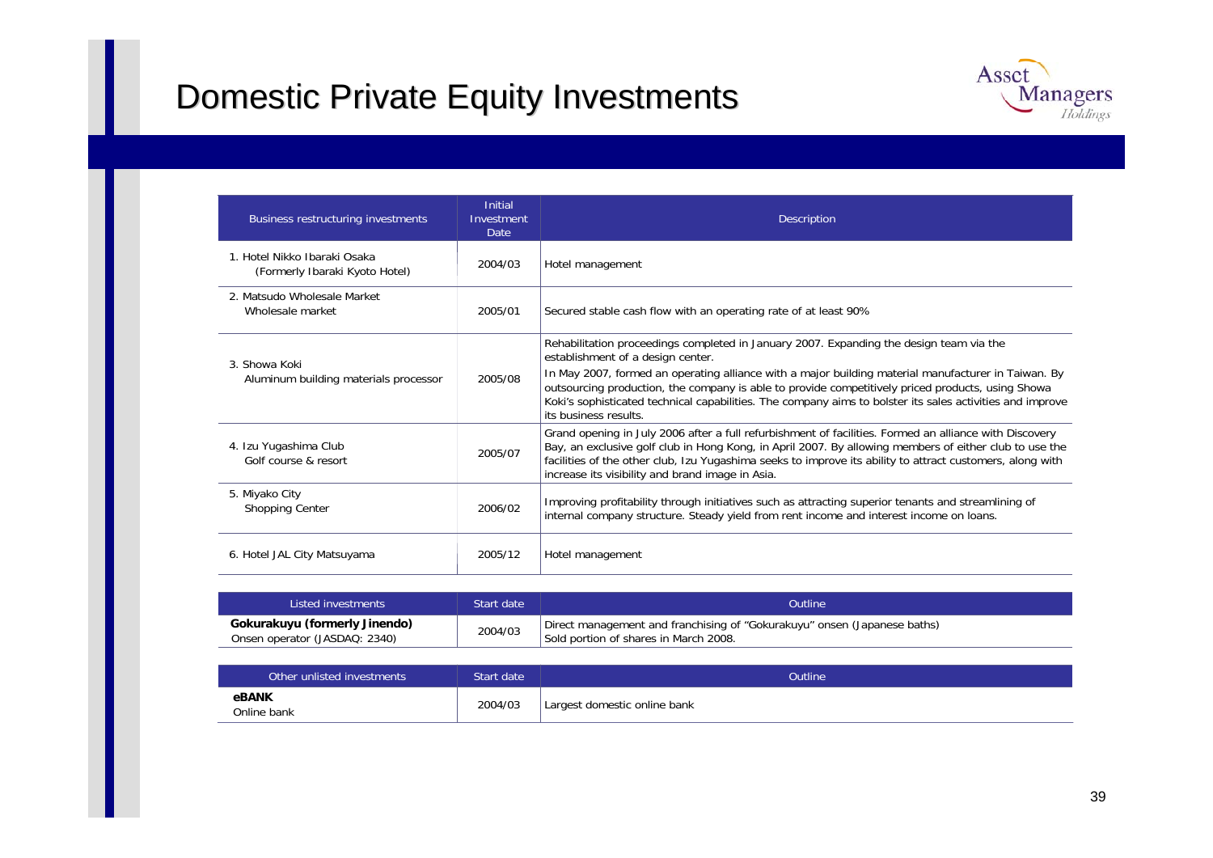# Domestic Private Equity Investments

| Business restructuring investments | Initial Investment Date | Description |
|---|---|---|
| 1. Hotel Nikko Ibaraki Osaka (Formerly Ibaraki Kyoto Hotel) | 2004/03 | Hotel management |
| 2. Matsudo Wholesale Market<br>Wholesale market | 2005/01 | Secured stable cash flow with an operating rate of at least 90% |
| 3. Showa Koki<br>Aluminum building materials processor | 2005/08 | Rehabilitation proceedings completed in January 2007. Expanding the design team via the establishment of a design center.<br>In May 2007, formed an operating alliance with a major building material manufacturer in Taiwan. By outsourcing production, the company is able to provide competitively priced products, using Showa Koki's sophisticated technical capabilities. The company aims to bolster its sales activities and improve its business results. |
| 4. Izu Yugashima Club<br>Golf course & resort | 2005/07 | Grand opening in July 2006 after a full refurbishment of facilities. Formed an alliance with Discovery Bay, an exclusive golf club in Hong Kong, in April 2007. By allowing members of either club to use the facilities of the other club, Izu Yugashima seeks to improve its ability to attract customers, along with increase its visibility and brand image in Asia. |
| 5. Miyako City<br>Shopping Center | 2006/02 | Improving profitability through initiatives such as attracting superior tenants and streamlining of internal company structure. Steady yield from rent income and interest income on loans. |
| 6. Hotel JAL City Matsuyama | 2005/12 | Hotel management |

| Listed investments | Start date | Outline |
|---|---|---|
| **Gokurakuyu (formerly Jinendo)**<br>Onsen operator (JASDAQ: 2340) | 2004/03 | Direct management and franchising of "Gokurakuyu" onsen (Japanese baths)<br>Sold portion of shares in March 2008. |

| Other unlisted investments | Start date | Outline |
|---|---|---|
| **eBANK**<br>Online bank | 2004/03 | Largest domestic online bank |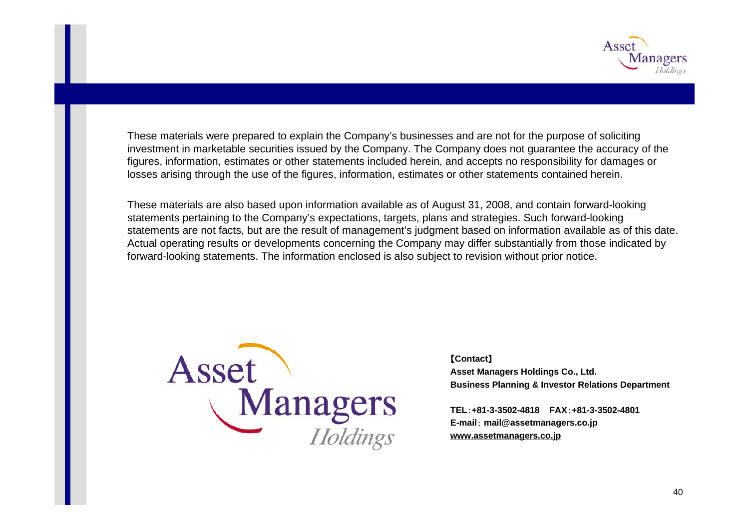These materials were prepared to explain the Company's businesses and are not for the purpose of soliciting investment in marketable securities issued by the Company. The Company does not guarantee the accuracy of the figures, information, estimates or other statements included herein, and accepts no responsibility for damages or losses arising through the use of the figures, information, estimates or other statements contained herein.

These materials are also based upon information available as of August 31, 2008, and contain forward-looking statements pertaining to the Company's expectations, targets, plans and strategies. Such forward-looking statements are not facts, but are the result of management's judgment based on information available as of this date. Actual operating results or developments concerning the Company may differ substantially from those indicated by forward-looking statements. The information enclosed is also subject to revision without prior notice.

Asset Managers Holdings

**【Contact】**
**Asset Managers Holdings Co., Ltd.**
**Business Planning & Investor Relations Department**

**TEL：+81-3-3502-4818　FAX：+81-3-3502-4801**
**E-mail：mail@assetmanagers.co.jp**
**www.assetmanagers.co.jp**